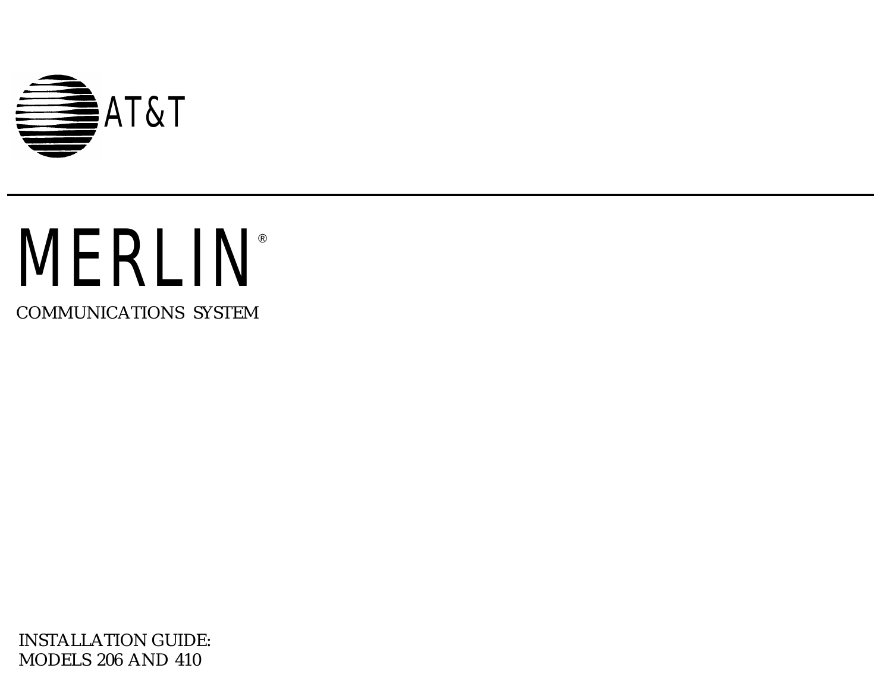AT&T

# MERLIN®

COMMUNICATIONS SYSTEM

INSTALLATION GUIDE:
MODELS 206 AND 410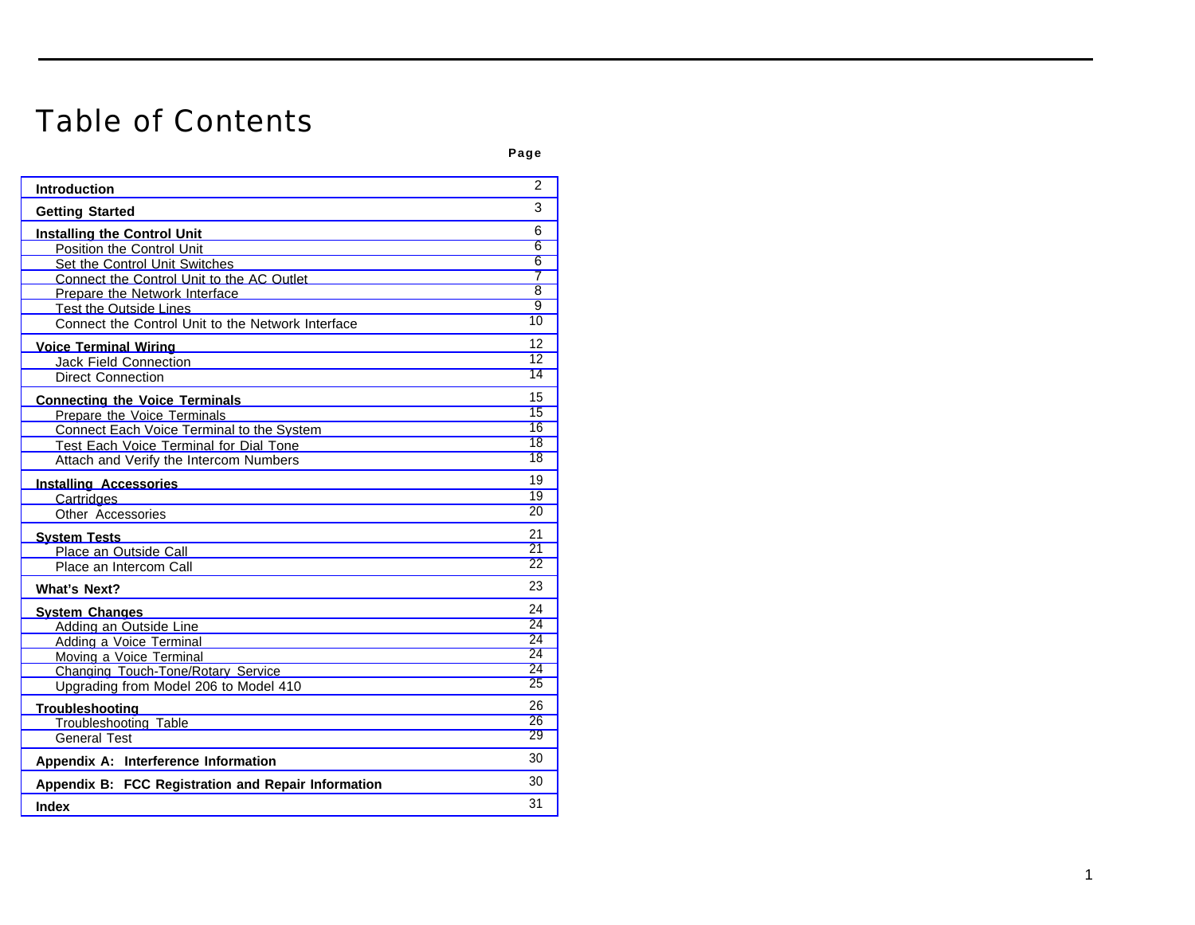# Table of Contents

| | Page |
|---|---|
| **Introduction** | 2 |
| **Getting Started** | 3 |
| **Installing the Control Unit** | 6 |
| Position the Control Unit | 6 |
| Set the Control Unit Switches | 6 |
| Connect the Control Unit to the AC Outlet | 7 |
| Prepare the Network Interface | 8 |
| Test the Outside Lines | 9 |
| Connect the Control Unit to the Network Interface | 10 |
| **Voice Terminal Wiring** | 12 |
| Jack Field Connection | 12 |
| Direct Connection | 14 |
| **Connecting the Voice Terminals** | 15 |
| Prepare the Voice Terminals | 15 |
| Connect Each Voice Terminal to the System | 16 |
| Test Each Voice Terminal for Dial Tone | 18 |
| Attach and Verify the Intercom Numbers | 18 |
| **Installing Accessories** | 19 |
| Cartridges | 19 |
| Other Accessories | 20 |
| **System Tests** | 21 |
| Place an Outside Call | 21 |
| Place an Intercom Call | 22 |
| **What's Next?** | 23 |
| **System Changes** | 24 |
| Adding an Outside Line | 24 |
| Adding a Voice Terminal | 24 |
| Moving a Voice Terminal | 24 |
| Changing Touch-Tone/Rotary Service | 24 |
| Upgrading from Model 206 to Model 410 | 25 |
| **Troubleshooting** | 26 |
| Troubleshooting Table | 26 |
| General Test | 29 |
| **Appendix A: Interference Information** | 30 |
| **Appendix B: FCC Registration and Repair Information** | 30 |
| **Index** | 31 |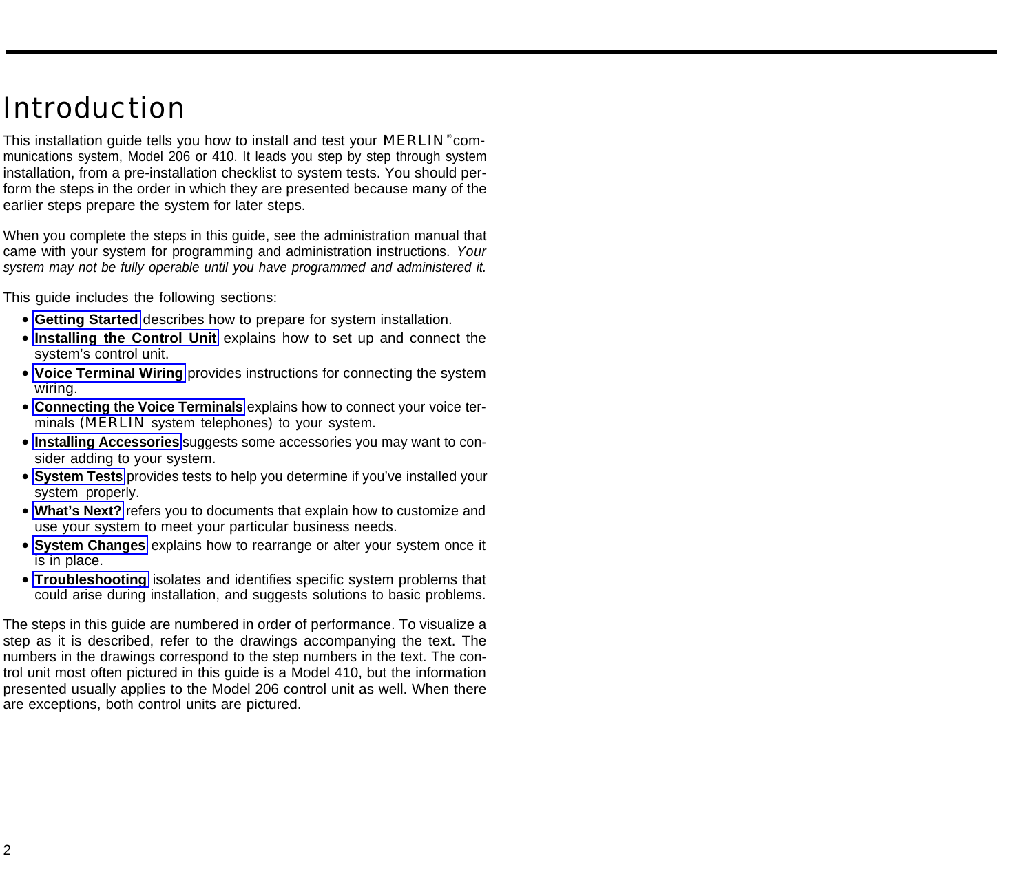# Introduction

This installation guide tells you how to install and test your MERLIN® communications system, Model 206 or 410. It leads you step by step through system installation, from a pre-installation checklist to system tests. You should perform the steps in the order in which they are presented because many of the earlier steps prepare the system for later steps.

When you complete the steps in this guide, see the administration manual that came with your system for programming and administration instructions. *Your system may not be fully operable until you have programmed and administered it.*

This guide includes the following sections:

- **Getting Started** describes how to prepare for system installation.
- **Installing the Control Unit** explains how to set up and connect the system's control unit.
- **Voice Terminal Wiring** provides instructions for connecting the system wiring.
- **Connecting the Voice Terminals** explains how to connect your voice terminals (MERLIN system telephones) to your system.
- **Installing Accessories** suggests some accessories you may want to consider adding to your system.
- **System Tests** provides tests to help you determine if you've installed your system properly.
- **What's Next?** refers you to documents that explain how to customize and use your system to meet your particular business needs.
- **System Changes** explains how to rearrange or alter your system once it is in place.
- **Troubleshooting** isolates and identifies specific system problems that could arise during installation, and suggests solutions to basic problems.

The steps in this guide are numbered in order of performance. To visualize a step as it is described, refer to the drawings accompanying the text. The numbers in the drawings correspond to the step numbers in the text. The control unit most often pictured in this guide is a Model 410, but the information presented usually applies to the Model 206 control unit as well. When there are exceptions, both control units are pictured.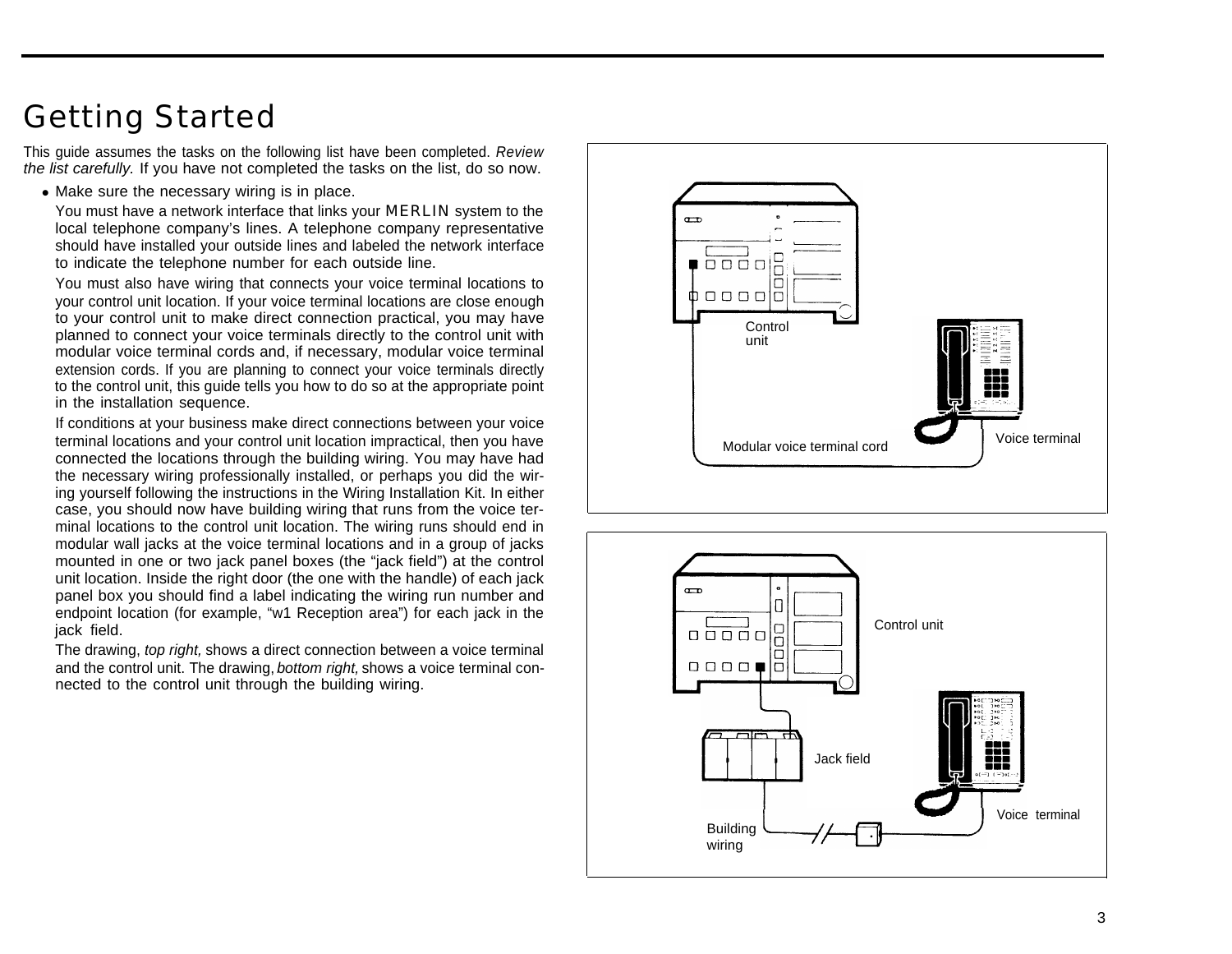# Getting Started

This guide assumes the tasks on the following list have been completed. *Review the list carefully.* If you have not completed the tasks on the list, do so now.

- Make sure the necessary wiring is in place.

  You must have a network interface that links your MERLIN system to the local telephone company's lines. A telephone company representative should have installed your outside lines and labeled the network interface to indicate the telephone number for each outside line.

  You must also have wiring that connects your voice terminal locations to your control unit location. If your voice terminal locations are close enough to your control unit to make direct connection practical, you may have planned to connect your voice terminals directly to the control unit with modular voice terminal cords and, if necessary, modular voice terminal extension cords. If you are planning to connect your voice terminals directly to the control unit, this guide tells you how to do so at the appropriate point in the installation sequence.

  If conditions at your business make direct connections between your voice terminal locations and your control unit location impractical, then you have connected the locations through the building wiring. You may have had the necessary wiring professionally installed, or perhaps you did the wiring yourself following the instructions in the Wiring Installation Kit. In either case, you should now have building wiring that runs from the voice terminal locations to the control unit location. The wiring runs should end in modular wall jacks at the voice terminal locations and in a group of jacks mounted in one or two jack panel boxes (the "jack field") at the control unit location. Inside the right door (the one with the handle) of each jack panel box you should find a label indicating the wiring run number and endpoint location (for example, "w1 Reception area") for each jack in the jack field.

  The drawing, *top right,* shows a direct connection between a voice terminal and the control unit. The drawing, *bottom right,* shows a voice terminal connected to the control unit through the building wiring.

Control unit

Modular voice terminal cord

Voice terminal

Control unit

Jack field

Building wiring

Voice terminal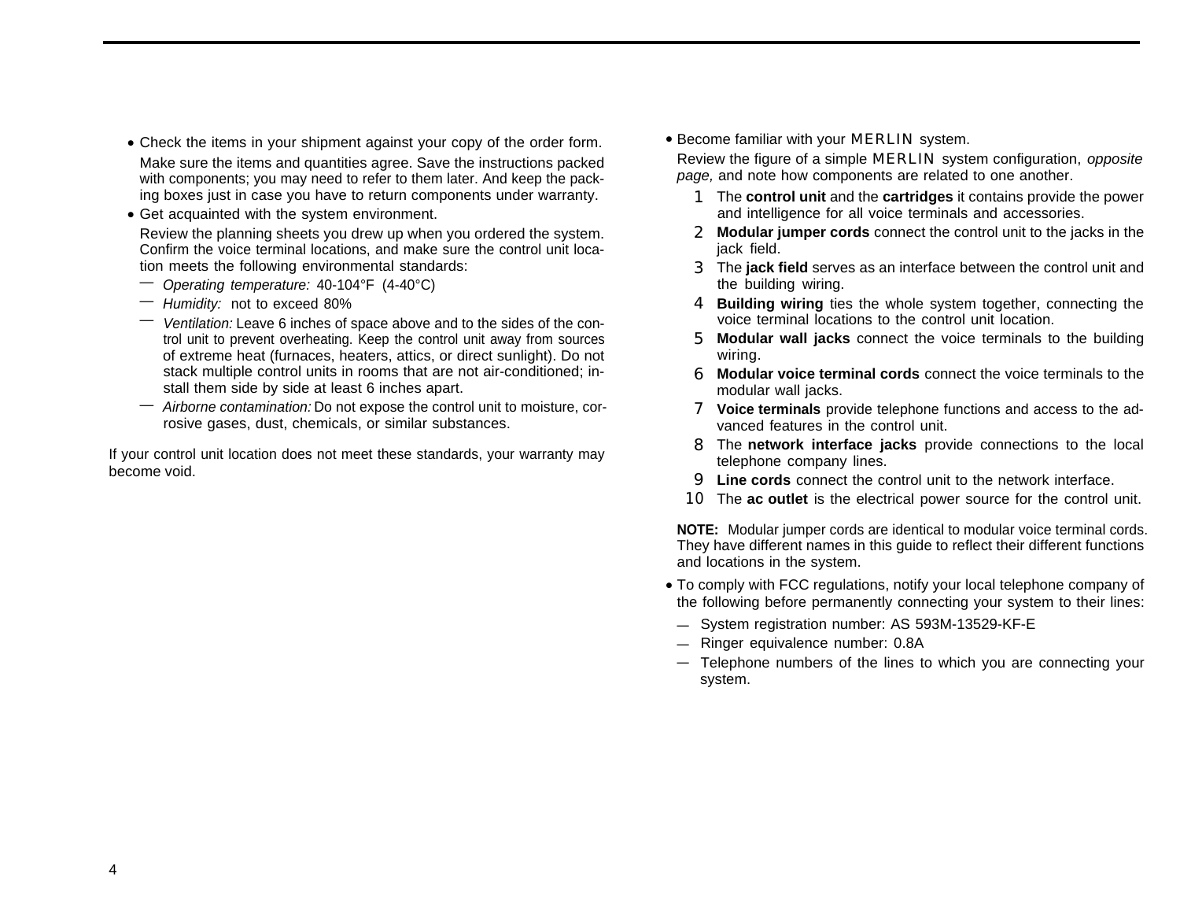- Check the items in your shipment against your copy of the order form.

  Make sure the items and quantities agree. Save the instructions packed with components; you may need to refer to them later. And keep the packing boxes just in case you have to return components under warranty.

- Get acquainted with the system environment.

  Review the planning sheets you drew up when you ordered the system. Confirm the voice terminal locations, and make sure the control unit location meets the following environmental standards:

  — *Operating temperature:* 40-104°F (4-40°C)

  — *Humidity:* not to exceed 80%

  — *Ventilation:* Leave 6 inches of space above and to the sides of the control unit to prevent overheating. Keep the control unit away from sources of extreme heat (furnaces, heaters, attics, or direct sunlight). Do not stack multiple control units in rooms that are not air-conditioned; install them side by side at least 6 inches apart.

  — *Airborne contamination:* Do not expose the control unit to moisture, corrosive gases, dust, chemicals, or similar substances.

If your control unit location does not meet these standards, your warranty may become void.

- Become familiar with your MERLIN system.

  Review the figure of a simple MERLIN system configuration, *opposite page,* and note how components are related to one another.

  1. The **control unit** and the **cartridges** it contains provide the power and intelligence for all voice terminals and accessories.
  2. **Modular jumper cords** connect the control unit to the jacks in the jack field.
  3. The **jack field** serves as an interface between the control unit and the building wiring.
  4. **Building wiring** ties the whole system together, connecting the voice terminal locations to the control unit location.
  5. **Modular wall jacks** connect the voice terminals to the building wiring.
  6. **Modular voice terminal cords** connect the voice terminals to the modular wall jacks.
  7. **Voice terminals** provide telephone functions and access to the advanced features in the control unit.
  8. The **network interface jacks** provide connections to the local telephone company lines.
  9. **Line cords** connect the control unit to the network interface.
  10. The **ac outlet** is the electrical power source for the control unit.

**NOTE:** Modular jumper cords are identical to modular voice terminal cords. They have different names in this guide to reflect their different functions and locations in the system.

- To comply with FCC regulations, notify your local telephone company of the following before permanently connecting your system to their lines:

  — System registration number: AS 593M-13529-KF-E

  — Ringer equivalence number: 0.8A

  — Telephone numbers of the lines to which you are connecting your system.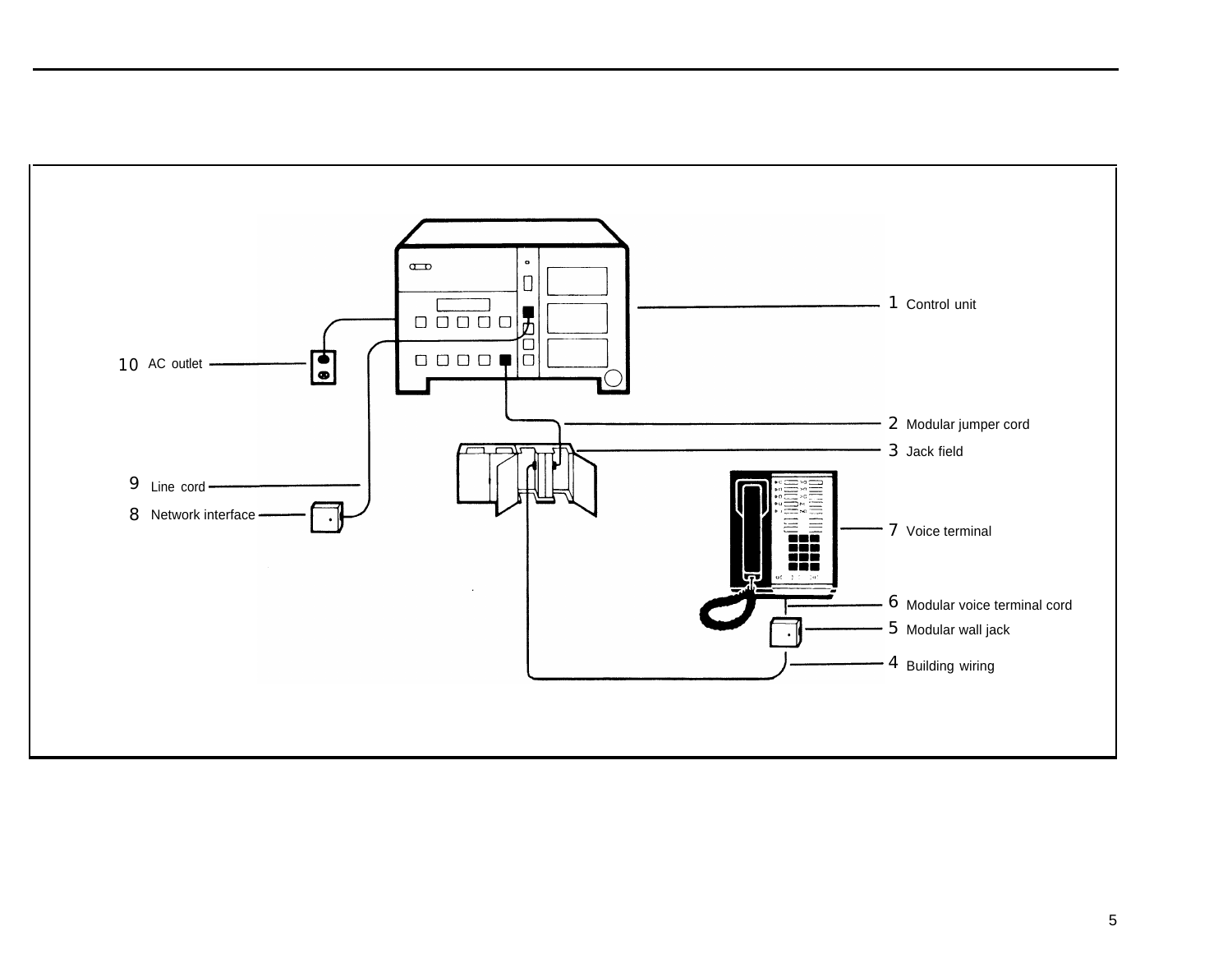1 Control unit

2 Modular jumper cord

3 Jack field

7 Voice terminal

6 Modular voice terminal cord

5 Modular wall jack

4 Building wiring

10 AC outlet

9 Line cord

8 Network interface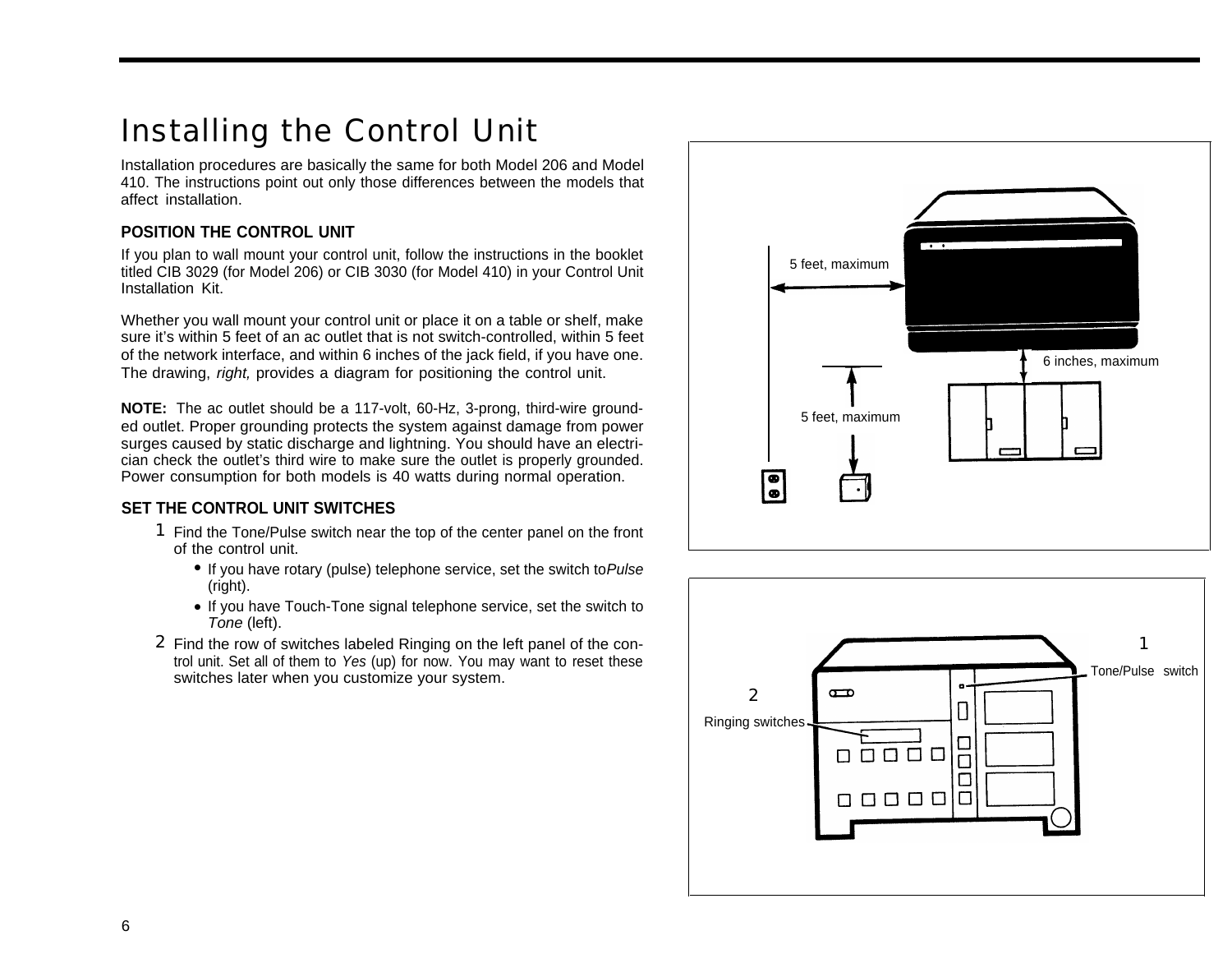# Installing the Control Unit

Installation procedures are basically the same for both Model 206 and Model 410. The instructions point out only those differences between the models that affect installation.

### POSITION THE CONTROL UNIT

If you plan to wall mount your control unit, follow the instructions in the booklet titled CIB 3029 (for Model 206) or CIB 3030 (for Model 410) in your Control Unit Installation Kit.

Whether you wall mount your control unit or place it on a table or shelf, make sure it's within 5 feet of an ac outlet that is not switch-controlled, within 5 feet of the network interface, and within 6 inches of the jack field, if you have one. The drawing, *right,* provides a diagram for positioning the control unit.

**NOTE:** The ac outlet should be a 117-volt, 60-Hz, 3-prong, third-wire grounded outlet. Proper grounding protects the system against damage from power surges caused by static discharge and lightning. You should have an electrician check the outlet's third wire to make sure the outlet is properly grounded. Power consumption for both models is 40 watts during normal operation.

5 feet, maximum

6 inches, maximum

5 feet, maximum

### SET THE CONTROL UNIT SWITCHES

1. Find the Tone/Pulse switch near the top of the center panel on the front of the control unit.
   - If you have rotary (pulse) telephone service, set the switch to *Pulse* (right).
   - If you have Touch-Tone signal telephone service, set the switch to *Tone* (left).
2. Find the row of switches labeled Ringing on the left panel of the control unit. Set all of them to *Yes* (up) for now. You may want to reset these switches later when you customize your system.

1 Tone/Pulse switch

2 Ringing switches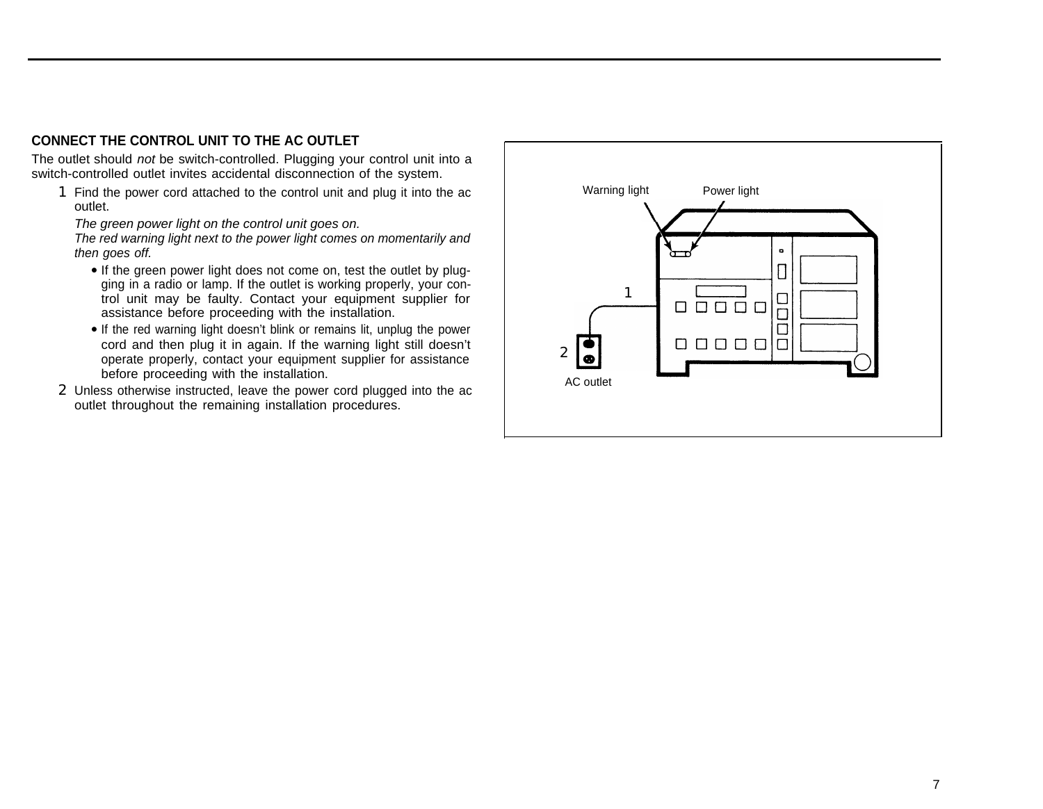## CONNECT THE CONTROL UNIT TO THE AC OUTLET

The outlet should *not* be switch-controlled. Plugging your control unit into a switch-controlled outlet invites accidental disconnection of the system.

1. Find the power cord attached to the control unit and plug it into the ac outlet.

   *The green power light on the control unit goes on.*
   *The red warning light next to the power light comes on momentarily and then goes off.*

   - If the green power light does not come on, test the outlet by plugging in a radio or lamp. If the outlet is working properly, your control unit may be faulty. Contact your equipment supplier for assistance before proceeding with the installation.
   - If the red warning light doesn't blink or remains lit, unplug the power cord and then plug it in again. If the warning light still doesn't operate properly, contact your equipment supplier for assistance before proceeding with the installation.

2. Unless otherwise instructed, leave the power cord plugged into the ac outlet throughout the remaining installation procedures.

Warning light

Power light

1

2

AC outlet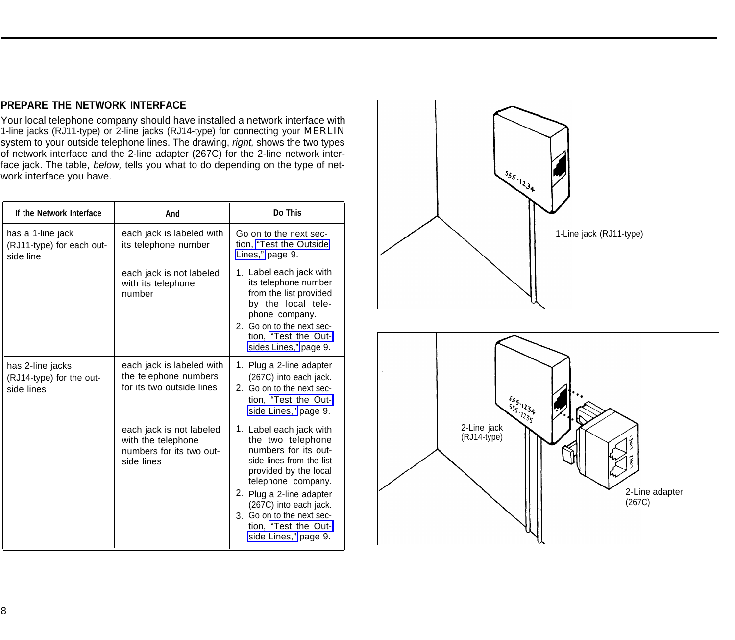## PREPARE THE NETWORK INTERFACE

Your local telephone company should have installed a network interface with 1-line jacks (RJ11-type) or 2-line jacks (RJ14-type) for connecting your MERLIN system to your outside telephone lines. The drawing, *right,* shows the two types of network interface and the 2-line adapter (267C) for the 2-line network interface jack. The table, *below,* tells you what to do depending on the type of network interface you have.

| If the Network Interface | And | Do This |
|---|---|---|
| has a 1-line jack (RJ11-type) for each outside line | each jack is labeled with its telephone number | Go on to the next section, "Test the Outside Lines," page 9. |
| | each jack is not labeled with its telephone number | 1. Label each jack with its telephone number from the list provided by the local telephone company. 2. Go on to the next section, "Test the Outsides Lines," page 9. |
| has 2-line jacks (RJ14-type) for the outside lines | each jack is labeled with the telephone numbers for its two outside lines | 1. Plug a 2-line adapter (267C) into each jack. 2. Go on to the next section, "Test the Outside Lines," page 9. |
| | each jack is not labeled with the telephone numbers for its two outside lines | 1. Label each jack with the two telephone numbers for its outside lines from the list provided by the local telephone company. 2. Plug a 2-line adapter (267C) into each jack. 3. Go on to the next section, "Test the Outside Lines," page 9. |

1-Line jack (RJ11-type)

2-Line jack (RJ14-type)

2-Line adapter (267C)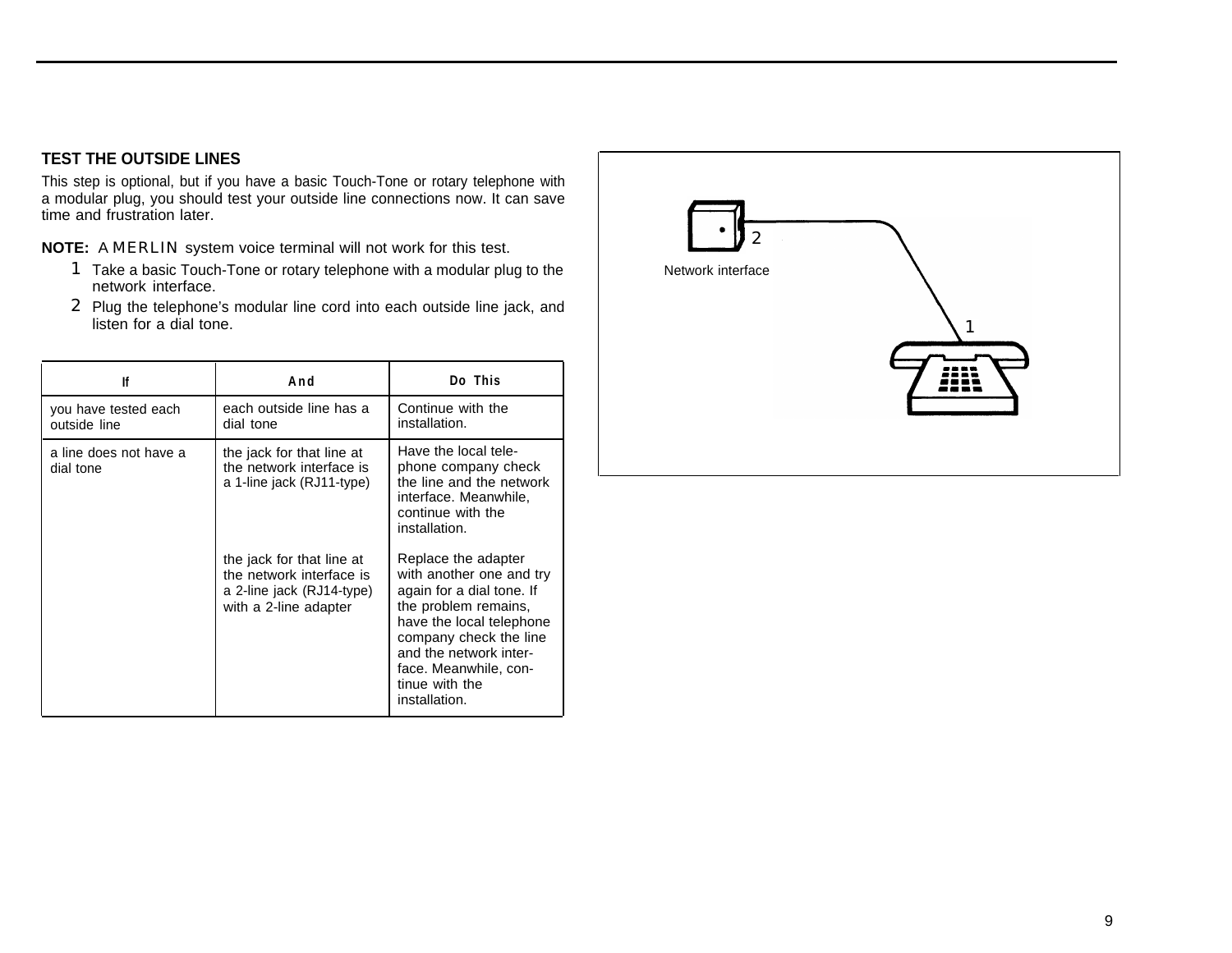## TEST THE OUTSIDE LINES

This step is optional, but if you have a basic Touch-Tone or rotary telephone with a modular plug, you should test your outside line connections now. It can save time and frustration later.

**NOTE:** A MERLIN system voice terminal will not work for this test.

1. Take a basic Touch-Tone or rotary telephone with a modular plug to the network interface.
2. Plug the telephone's modular line cord into each outside line jack, and listen for a dial tone.

| If | And | Do This |
|---|---|---|
| you have tested each outside line | each outside line has a dial tone | Continue with the installation. |
| a line does not have a dial tone | the jack for that line at the network interface is a 1-line jack (RJ11-type) | Have the local telephone company check the line and the network interface. Meanwhile, continue with the installation. |
| | the jack for that line at the network interface is a 2-line jack (RJ14-type) with a 2-line adapter | Replace the adapter with another one and try again for a dial tone. If the problem remains, have the local telephone company check the line and the network interface. Meanwhile, continue with the installation. |

2

Network interface

1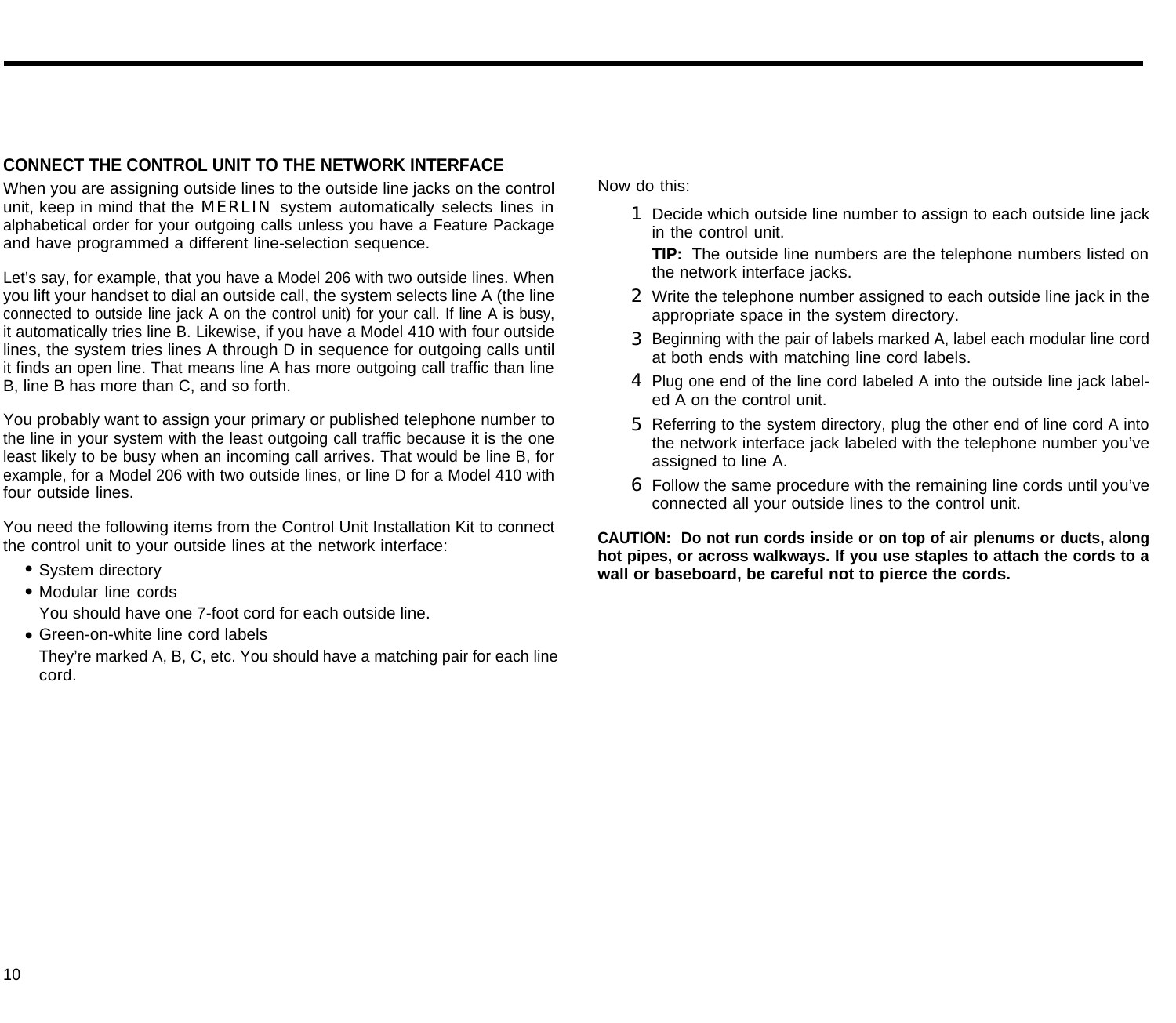## CONNECT THE CONTROL UNIT TO THE NETWORK INTERFACE

When you are assigning outside lines to the outside line jacks on the control unit, keep in mind that the MERLIN system automatically selects lines in alphabetical order for your outgoing calls unless you have a Feature Package and have programmed a different line-selection sequence.

Let's say, for example, that you have a Model 206 with two outside lines. When you lift your handset to dial an outside call, the system selects line A (the line connected to outside line jack A on the control unit) for your call. If line A is busy, it automatically tries line B. Likewise, if you have a Model 410 with four outside lines, the system tries lines A through D in sequence for outgoing calls until it finds an open line. That means line A has more outgoing call traffic than line B, line B has more than C, and so forth.

You probably want to assign your primary or published telephone number to the line in your system with the least outgoing call traffic because it is the one least likely to be busy when an incoming call arrives. That would be line B, for example, for a Model 206 with two outside lines, or line D for a Model 410 with four outside lines.

You need the following items from the Control Unit Installation Kit to connect the control unit to your outside lines at the network interface:

- System directory
- Modular line cords

  You should have one 7-foot cord for each outside line.
- Green-on-white line cord labels

  They're marked A, B, C, etc. You should have a matching pair for each line cord.

Now do this:

1. Decide which outside line number to assign to each outside line jack in the control unit.

   **TIP:** The outside line numbers are the telephone numbers listed on the network interface jacks.
2. Write the telephone number assigned to each outside line jack in the appropriate space in the system directory.
3. Beginning with the pair of labels marked A, label each modular line cord at both ends with matching line cord labels.
4. Plug one end of the line cord labeled A into the outside line jack labeled A on the control unit.
5. Referring to the system directory, plug the other end of line cord A into the network interface jack labeled with the telephone number you've assigned to line A.
6. Follow the same procedure with the remaining line cords until you've connected all your outside lines to the control unit.

**CAUTION: Do not run cords inside or on top of air plenums or ducts, along hot pipes, or across walkways. If you use staples to attach the cords to a wall or baseboard, be careful not to pierce the cords.**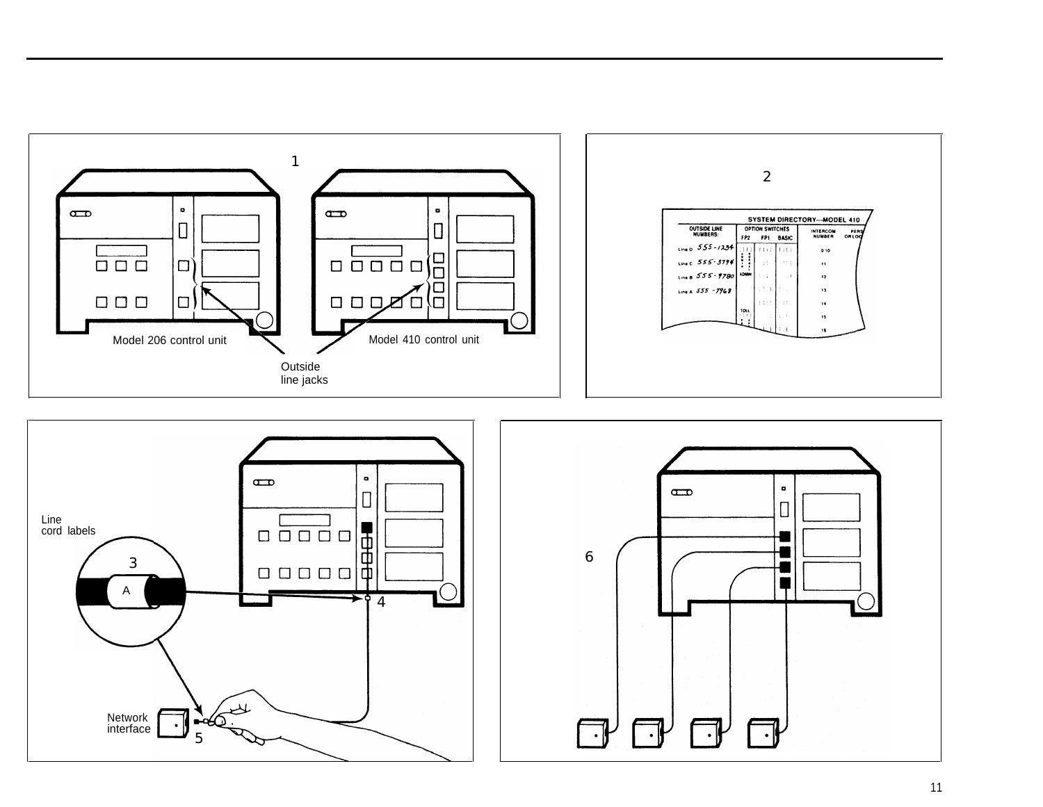1

Model 206 control unit

Model 410 control unit

Outside line jacks

2

SYSTEM DIRECTORY—MODEL 410

| OUTSIDE LINE NUMBERS: | OPTION SWITCHES FP2 | FP1 | BASIC | INTERCOM NUMBER | PERS OR LOC |
|---|---|---|---|---|---|
| Line D 555-1234 | | | | 0 10 | |
| Line C 555-3794 | | | | 11 | |
| Line B 555-9780 | ADMIN | | | 12 | |
| Line A 555-7968 | | | | 13 | |
| | | | | 14 | |
| | TOLL | | | 15 | |
| | | | | 16 | |

Line cord labels

3

A

4

Network interface

5

6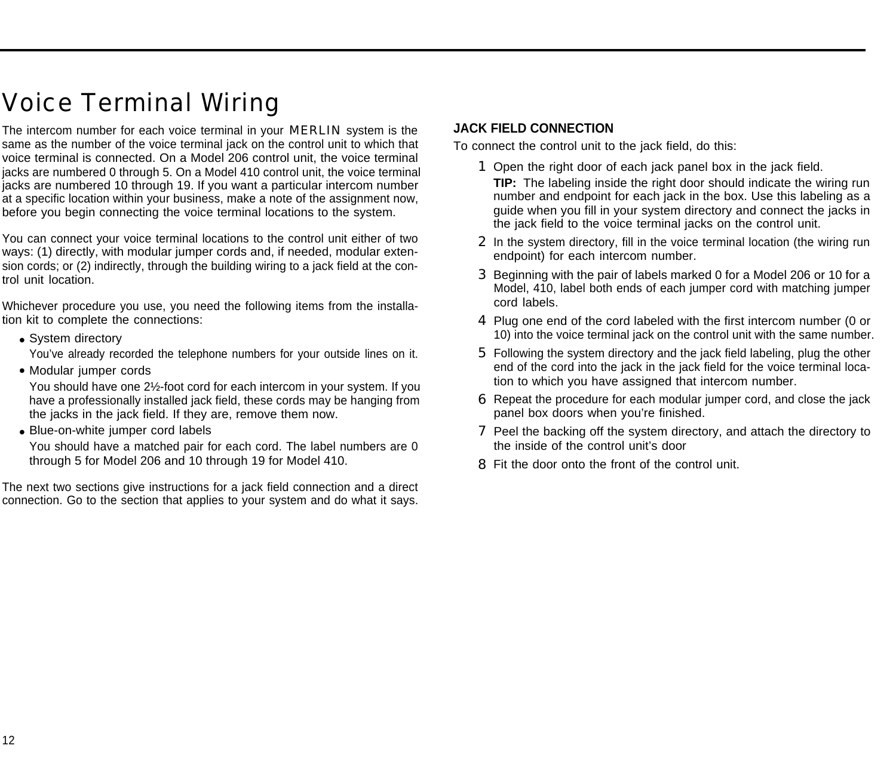# Voice Terminal Wiring

The intercom number for each voice terminal in your MERLIN system is the same as the number of the voice terminal jack on the control unit to which that voice terminal is connected. On a Model 206 control unit, the voice terminal jacks are numbered 0 through 5. On a Model 410 control unit, the voice terminal jacks are numbered 10 through 19. If you want a particular intercom number at a specific location within your business, make a note of the assignment now, before you begin connecting the voice terminal locations to the system.

You can connect your voice terminal locations to the control unit either of two ways: (1) directly, with modular jumper cords and, if needed, modular extension cords; or (2) indirectly, through the building wiring to a jack field at the control unit location.

Whichever procedure you use, you need the following items from the installation kit to complete the connections:

- System directory

  You've already recorded the telephone numbers for your outside lines on it.

- Modular jumper cords

  You should have one 2½-foot cord for each intercom in your system. If you have a professionally installed jack field, these cords may be hanging from the jacks in the jack field. If they are, remove them now.

- Blue-on-white jumper cord labels

  You should have a matched pair for each cord. The label numbers are 0 through 5 for Model 206 and 10 through 19 for Model 410.

The next two sections give instructions for a jack field connection and a direct connection. Go to the section that applies to your system and do what it says.

## JACK FIELD CONNECTION

To connect the control unit to the jack field, do this:

1. Open the right door of each jack panel box in the jack field.

   **TIP:** The labeling inside the right door should indicate the wiring run number and endpoint for each jack in the box. Use this labeling as a guide when you fill in your system directory and connect the jacks in the jack field to the voice terminal jacks on the control unit.

2. In the system directory, fill in the voice terminal location (the wiring run endpoint) for each intercom number.
3. Beginning with the pair of labels marked 0 for a Model 206 or 10 for a Model, 410, label both ends of each jumper cord with matching jumper cord labels.
4. Plug one end of the cord labeled with the first intercom number (0 or 10) into the voice terminal jack on the control unit with the same number.
5. Following the system directory and the jack field labeling, plug the other end of the cord into the jack in the jack field for the voice terminal location to which you have assigned that intercom number.
6. Repeat the procedure for each modular jumper cord, and close the jack panel box doors when you're finished.
7. Peel the backing off the system directory, and attach the directory to the inside of the control unit's door
8. Fit the door onto the front of the control unit.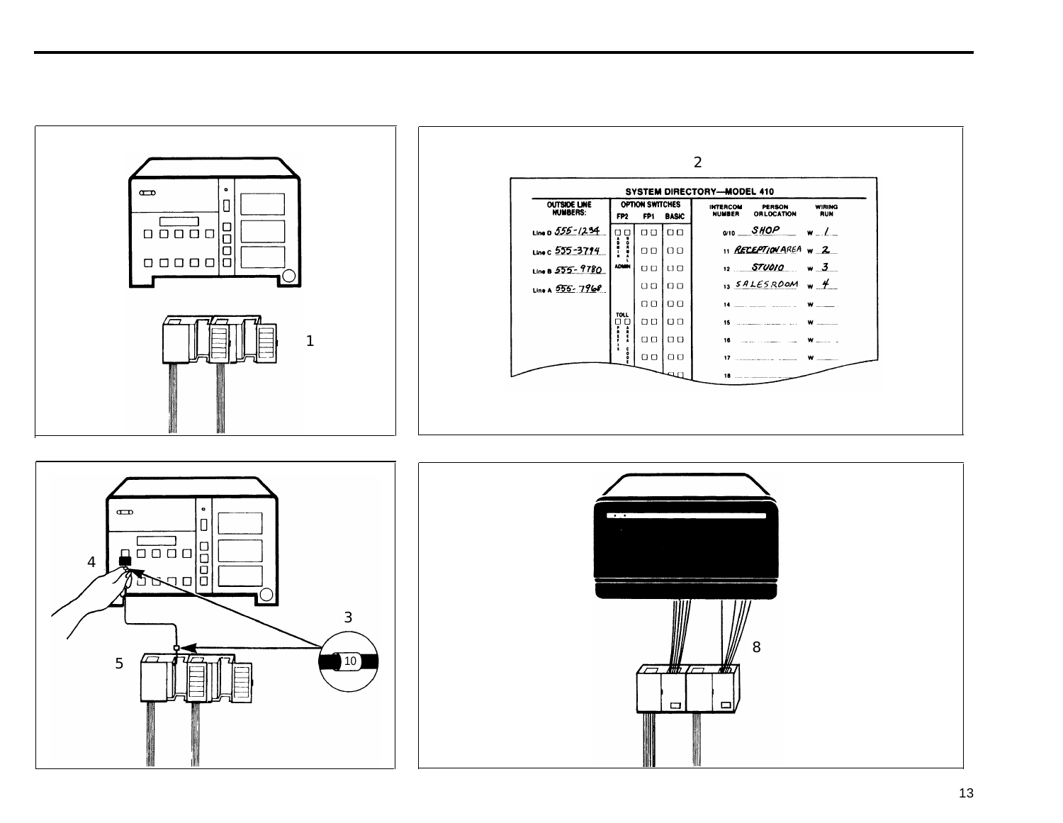2

**SYSTEM DIRECTORY—MODEL 410**

| OUTSIDE LINE NUMBERS: | |
|---|---|
| Line D | 555-1234 |
| Line C | 555-3794 |
| Line B | 555-9780 |
| Line A | 555-7968 |

OPTION SWITCHES: FP2 FP1 BASIC

ADMIN / NORMAL, ADMIN

TOLL: PREFIX / AREA CODE

| INTERCOM NUMBER | PERSON OR LOCATION | WIRING RUN |
|---|---|---|
| 0/10 | SHOP | W 1 |
| 11 | RECEPTION AREA | W 2 |
| 12 | STUDIO | W 3 |
| 13 | SALESROOM | W 4 |
| 14 | | W |
| 15 | | W |
| 16 | | W |
| 17 | | W |
| 18 | | |

1

4

3

10

5

8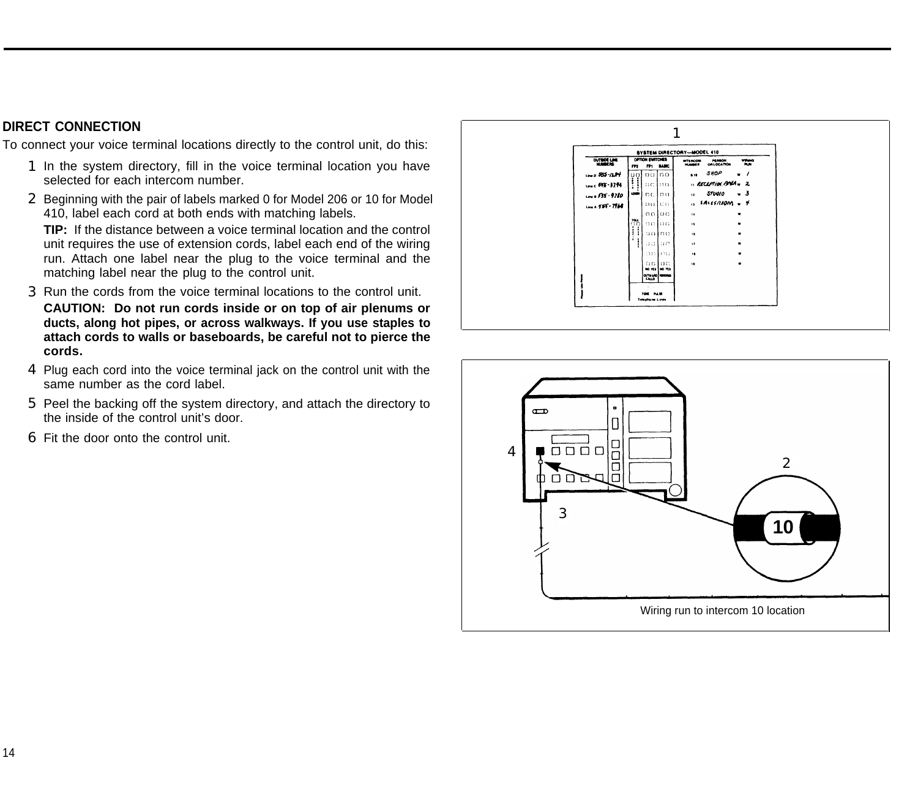## DIRECT CONNECTION

To connect your voice terminal locations directly to the control unit, do this:

1. In the system directory, fill in the voice terminal location you have selected for each intercom number.
2. Beginning with the pair of labels marked 0 for Model 206 or 10 for Model 410, label each cord at both ends with matching labels.

   **TIP:** If the distance between a voice terminal location and the control unit requires the use of extension cords, label each end of the wiring run. Attach one label near the plug to the voice terminal and the matching label near the plug to the control unit.
3. Run the cords from the voice terminal locations to the control unit.

   **CAUTION: Do not run cords inside or on top of air plenums or ducts, along hot pipes, or across walkways. If you use staples to attach cords to walls or baseboards, be careful not to pierce the cords.**
4. Plug each cord into the voice terminal jack on the control unit with the same number as the cord label.
5. Peel the backing off the system directory, and attach the directory to the inside of the control unit's door.
6. Fit the door onto the control unit.

Wiring run to intercom 10 location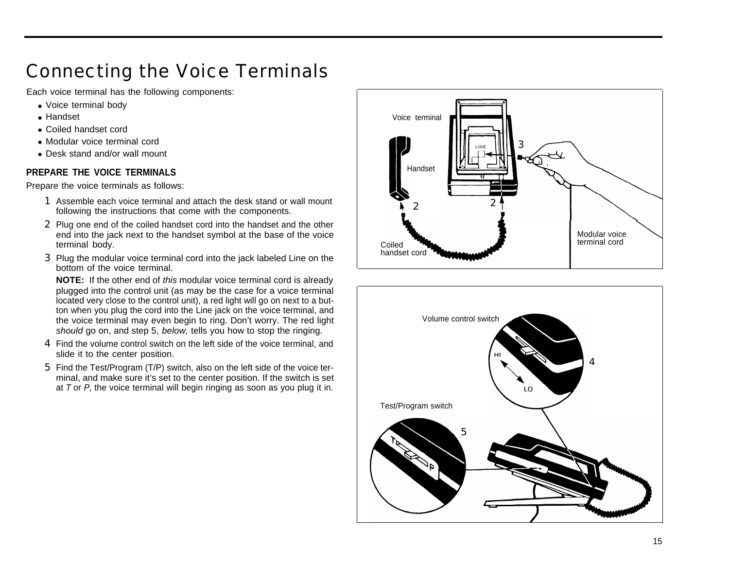# Connecting the Voice Terminals

Each voice terminal has the following components:

- Voice terminal body
- Handset
- Coiled handset cord
- Modular voice terminal cord
- Desk stand and/or wall mount

## PREPARE THE VOICE TERMINALS

Prepare the voice terminals as follows:

1. Assemble each voice terminal and attach the desk stand or wall mount following the instructions that come with the components.
2. Plug one end of the coiled handset cord into the handset and the other end into the jack next to the handset symbol at the base of the voice terminal body.
3. Plug the modular voice terminal cord into the jack labeled Line on the bottom of the voice terminal.

   **NOTE:** If the other end of *this* modular voice terminal cord is already plugged into the control unit (as may be the case for a voice terminal located very close to the control unit), a red light will go on next to a button when you plug the cord into the Line jack on the voice terminal, and the voice terminal may even begin to ring. Don't worry. The red light *should* go on, and step 5, *below,* tells you how to stop the ringing.
4. Find the volume control switch on the left side of the voice terminal, and slide it to the center position.
5. Find the Test/Program (T/P) switch, also on the left side of the voice terminal, and make sure it's set to the center position. If the switch is set at *T* or *P,* the voice terminal will begin ringing as soon as you plug it in.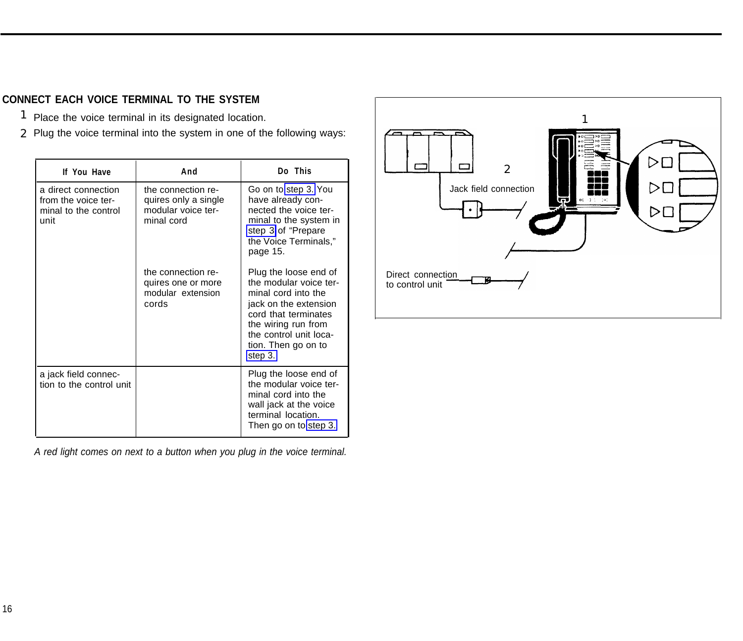## CONNECT EACH VOICE TERMINAL TO THE SYSTEM

1 Place the voice terminal in its designated location.

2 Plug the voice terminal into the system in one of the following ways:

| If You Have | And | Do This |
|---|---|---|
| a direct connection from the voice terminal to the control unit | the connection requires only a single modular voice terminal cord | Go on to step 3. You have already connected the voice terminal to the system in step 3 of "Prepare the Voice Terminals," page 15. |
| | the connection requires one or more modular extension cords | Plug the loose end of the modular voice terminal cord into the jack on the extension cord that terminates the wiring run from the control unit location. Then go on to step 3. |
| a jack field connection to the control unit | | Plug the loose end of the modular voice terminal cord into the wall jack at the voice terminal location. Then go on to step 3. |

*A red light comes on next to a button when you plug in the voice terminal.*

1

2

Jack field connection

Direct connection to control unit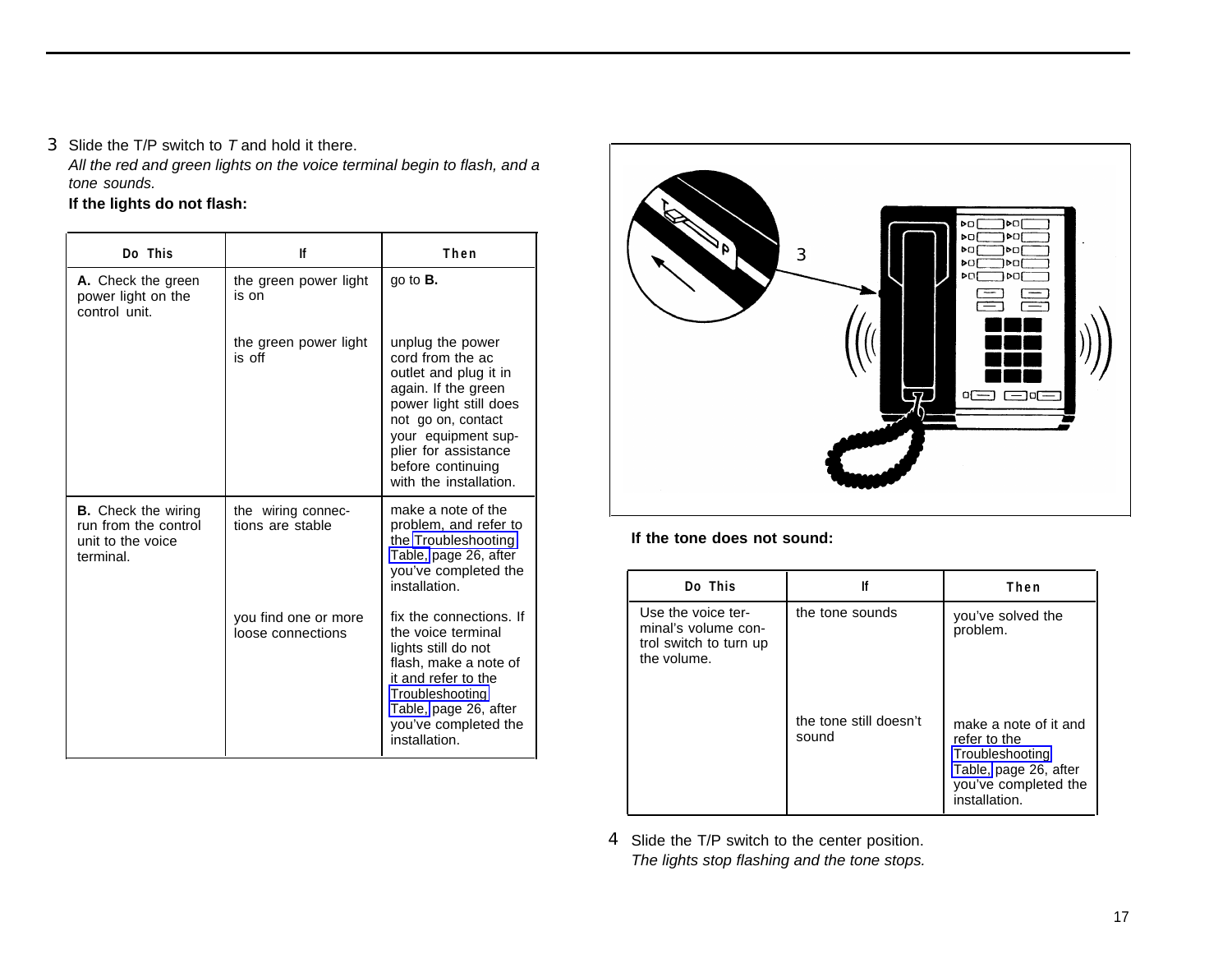3 Slide the T/P switch to *T* and hold it there.

*All the red and green lights on the voice terminal begin to flash, and a tone sounds.*

**If the lights do not flash:**

| Do This | If | Then |
|---|---|---|
| **A.** Check the green power light on the control unit. | the green power light is on | go to **B.** |
| | the green power light is off | unplug the power cord from the ac outlet and plug it in again. If the green power light still does not go on, contact your equipment supplier for assistance before continuing with the installation. |
| **B.** Check the wiring run from the control unit to the voice terminal. | the wiring connections are stable | make a note of the problem, and refer to the Troubleshooting Table, page 26, after you've completed the installation. |
| | you find one or more loose connections | fix the connections. If the voice terminal lights still do not flash, make a note of it and refer to the Troubleshooting Table, page 26, after you've completed the installation. |

**If the tone does not sound:**

| Do This | If | Then |
|---|---|---|
| Use the voice terminal's volume control switch to turn up the volume. | the tone sounds | you've solved the problem. |
| | the tone still doesn't sound | make a note of it and refer to the Troubleshooting Table, page 26, after you've completed the installation. |

4 Slide the T/P switch to the center position.

*The lights stop flashing and the tone stops.*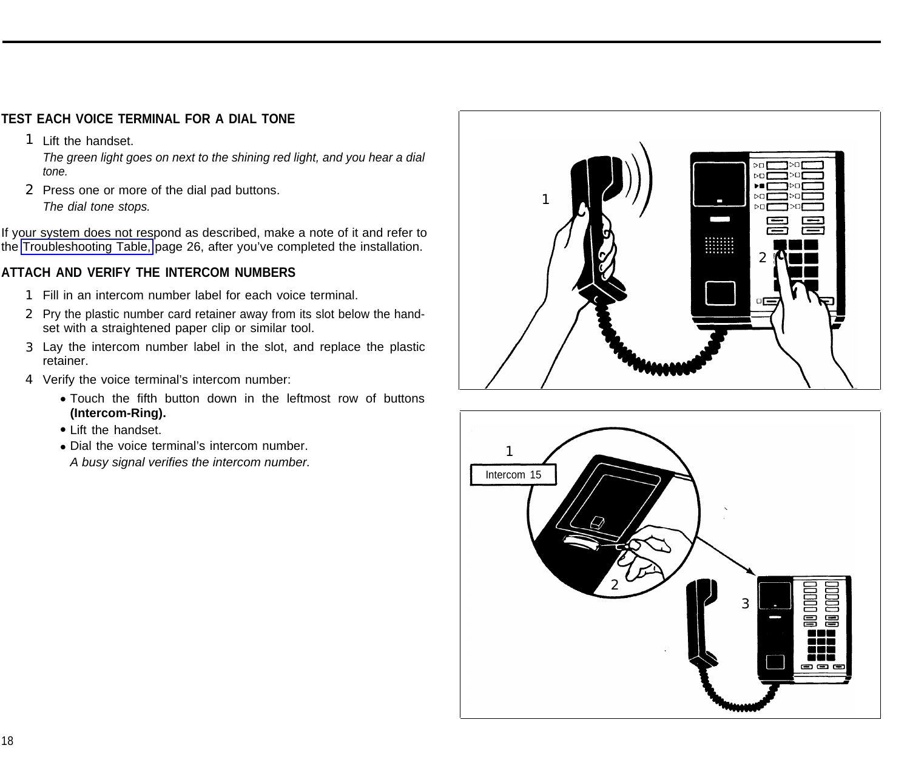## TEST EACH VOICE TERMINAL FOR A DIAL TONE

1 Lift the handset.

*The green light goes on next to the shining red light, and you hear a dial tone.*

2 Press one or more of the dial pad buttons.

*The dial tone stops.*

If your system does not respond as described, make a note of it and refer to the Troubleshooting Table, page 26, after you've completed the installation.

## ATTACH AND VERIFY THE INTERCOM NUMBERS

1 Fill in an intercom number label for each voice terminal.

2 Pry the plastic number card retainer away from its slot below the handset with a straightened paper clip or similar tool.

3 Lay the intercom number label in the slot, and replace the plastic retainer.

4 Verify the voice terminal's intercom number:

- Touch the fifth button down in the leftmost row of buttons **(Intercom-Ring).**
- Lift the handset.
- Dial the voice terminal's intercom number.

  *A busy signal verifies the intercom number.*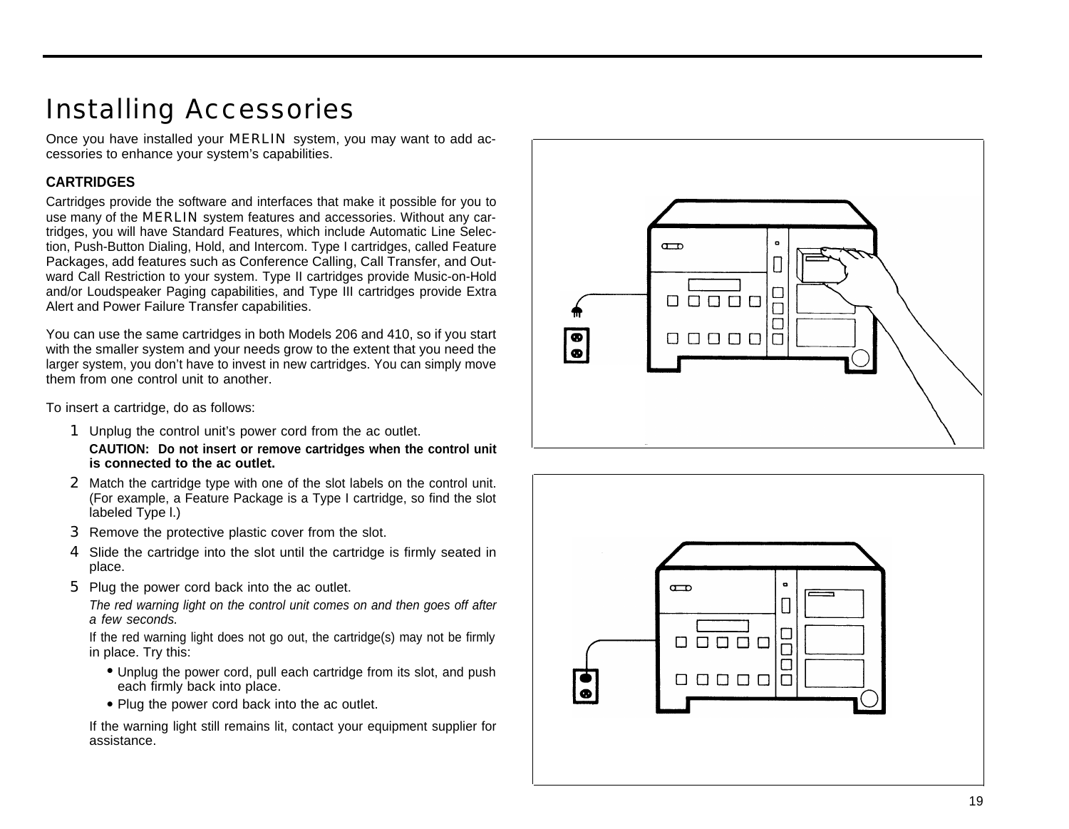# Installing Accessories

Once you have installed your MERLIN system, you may want to add accessories to enhance your system's capabilities.

### CARTRIDGES

Cartridges provide the software and interfaces that make it possible for you to use many of the MERLIN system features and accessories. Without any cartridges, you will have Standard Features, which include Automatic Line Selection, Push-Button Dialing, Hold, and Intercom. Type I cartridges, called Feature Packages, add features such as Conference Calling, Call Transfer, and Outward Call Restriction to your system. Type II cartridges provide Music-on-Hold and/or Loudspeaker Paging capabilities, and Type III cartridges provide Extra Alert and Power Failure Transfer capabilities.

You can use the same cartridges in both Models 206 and 410, so if you start with the smaller system and your needs grow to the extent that you need the larger system, you don't have to invest in new cartridges. You can simply move them from one control unit to another.

To insert a cartridge, do as follows:

1. Unplug the control unit's power cord from the ac outlet.

   **CAUTION: Do not insert or remove cartridges when the control unit is connected to the ac outlet.**

2. Match the cartridge type with one of the slot labels on the control unit. (For example, a Feature Package is a Type I cartridge, so find the slot labeled Type I.)

3. Remove the protective plastic cover from the slot.

4. Slide the cartridge into the slot until the cartridge is firmly seated in place.

5. Plug the power cord back into the ac outlet.

   *The red warning light on the control unit comes on and then goes off after a few seconds.*

   If the red warning light does not go out, the cartridge(s) may not be firmly in place. Try this:

   - Unplug the power cord, pull each cartridge from its slot, and push each firmly back into place.
   - Plug the power cord back into the ac outlet.

   If the warning light still remains lit, contact your equipment supplier for assistance.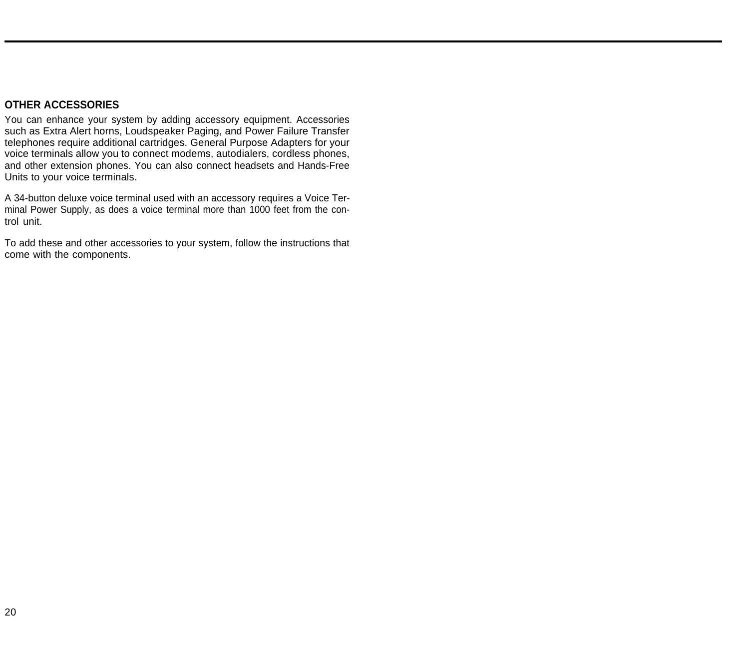## OTHER ACCESSORIES

You can enhance your system by adding accessory equipment. Accessories such as Extra Alert horns, Loudspeaker Paging, and Power Failure Transfer telephones require additional cartridges. General Purpose Adapters for your voice terminals allow you to connect modems, autodialers, cordless phones, and other extension phones. You can also connect headsets and Hands-Free Units to your voice terminals.

A 34-button deluxe voice terminal used with an accessory requires a Voice Terminal Power Supply, as does a voice terminal more than 1000 feet from the control unit.

To add these and other accessories to your system, follow the instructions that come with the components.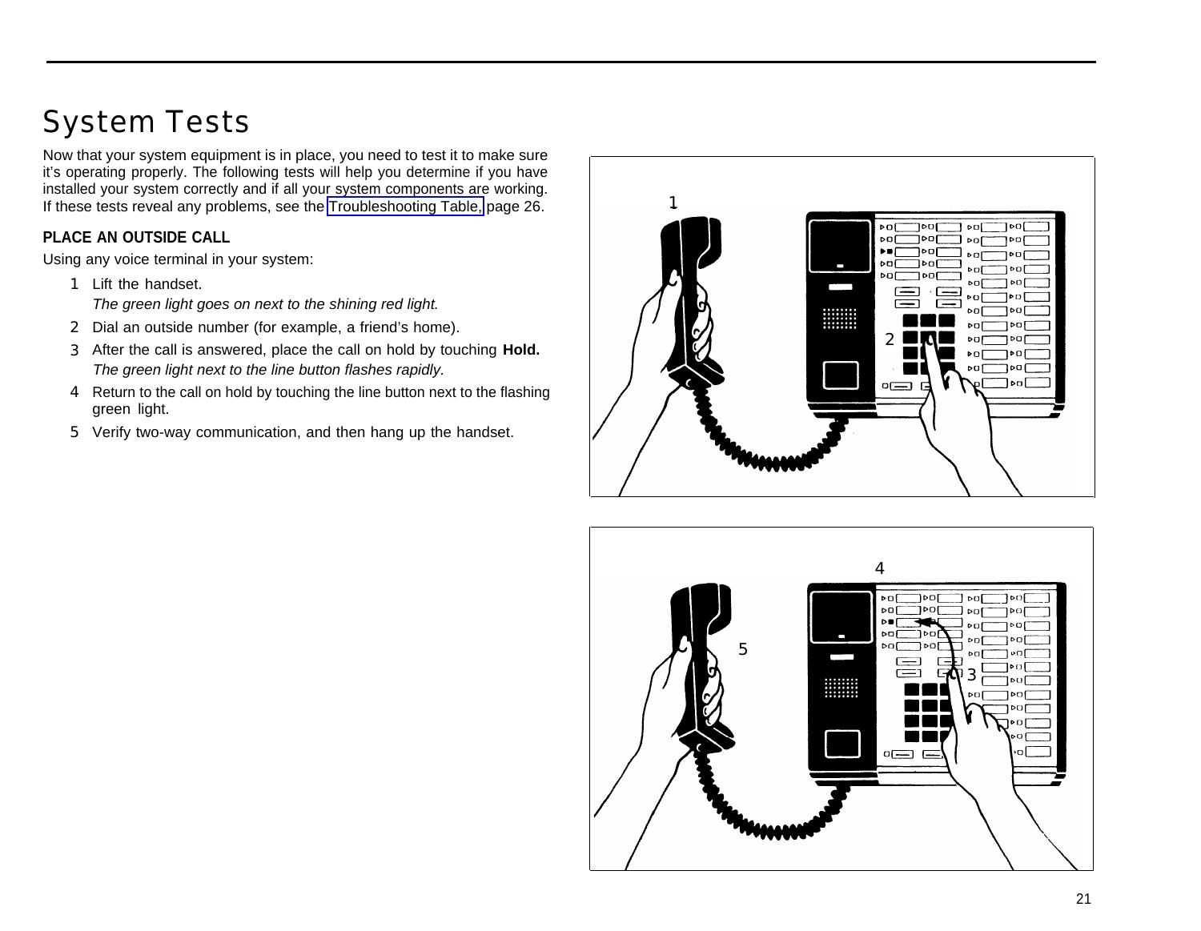# System Tests

Now that your system equipment is in place, you need to test it to make sure it's operating properly. The following tests will help you determine if you have installed your system correctly and if all your system components are working. If these tests reveal any problems, see the Troubleshooting Table, page 26.

### PLACE AN OUTSIDE CALL

Using any voice terminal in your system:

1. Lift the handset.
   *The green light goes on next to the shining red light.*
2. Dial an outside number (for example, a friend's home).
3. After the call is answered, place the call on hold by touching **Hold.**
   *The green light next to the line button flashes rapidly.*
4. Return to the call on hold by touching the line button next to the flashing green light.
5. Verify two-way communication, and then hang up the handset.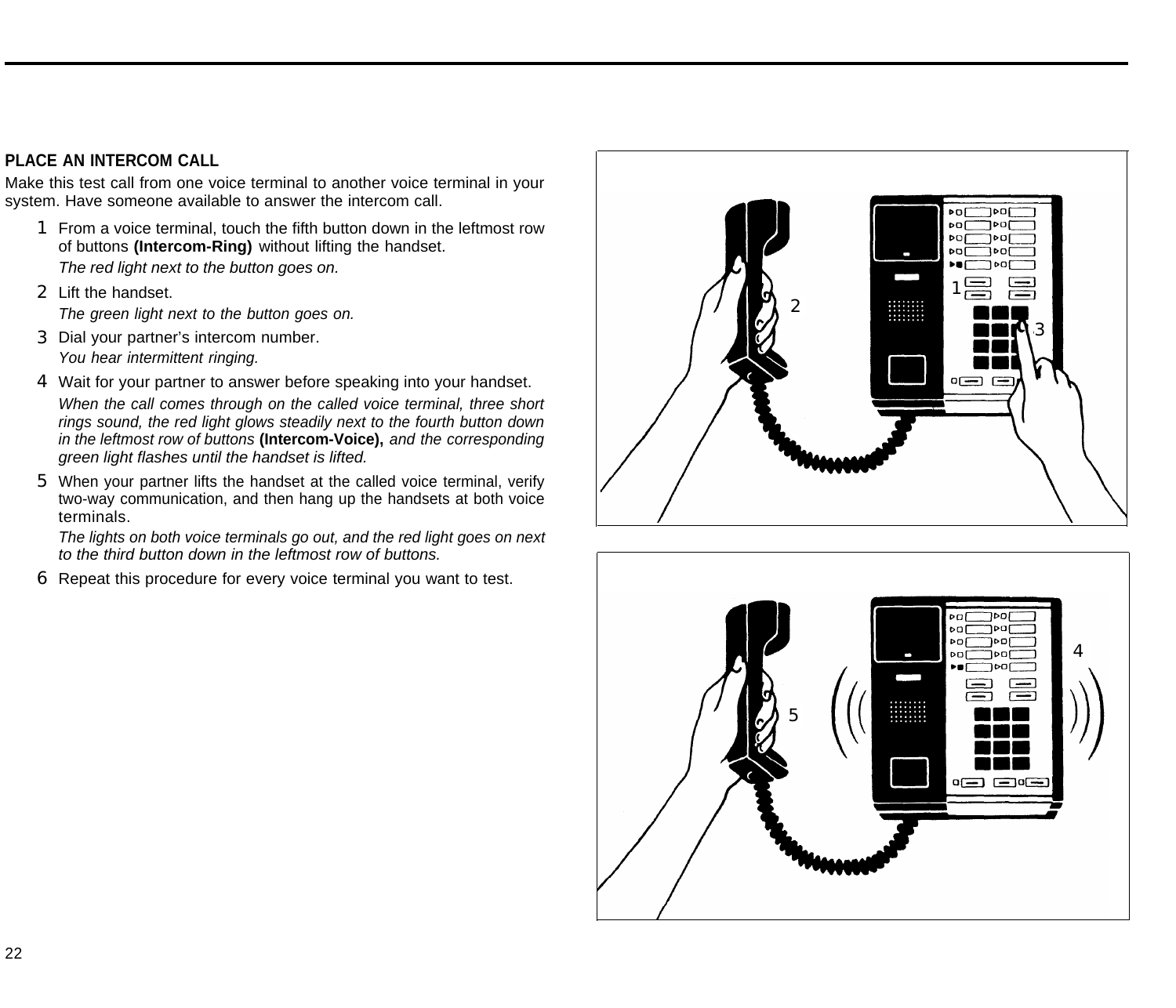## PLACE AN INTERCOM CALL

Make this test call from one voice terminal to another voice terminal in your system. Have someone available to answer the intercom call.

1. From a voice terminal, touch the fifth button down in the leftmost row of buttons **(Intercom-Ring)** without lifting the handset.

   *The red light next to the button goes on.*

2. Lift the handset.

   *The green light next to the button goes on.*

3. Dial your partner's intercom number.

   *You hear intermittent ringing.*

4. Wait for your partner to answer before speaking into your handset.

   *When the call comes through on the called voice terminal, three short rings sound, the red light glows steadily next to the fourth button down in the leftmost row of buttons* **(Intercom-Voice),** *and the corresponding green light flashes until the handset is lifted.*

5. When your partner lifts the handset at the called voice terminal, verify two-way communication, and then hang up the handsets at both voice terminals.

   *The lights on both voice terminals go out, and the red light goes on next to the third button down in the leftmost row of buttons.*

6. Repeat this procedure for every voice terminal you want to test.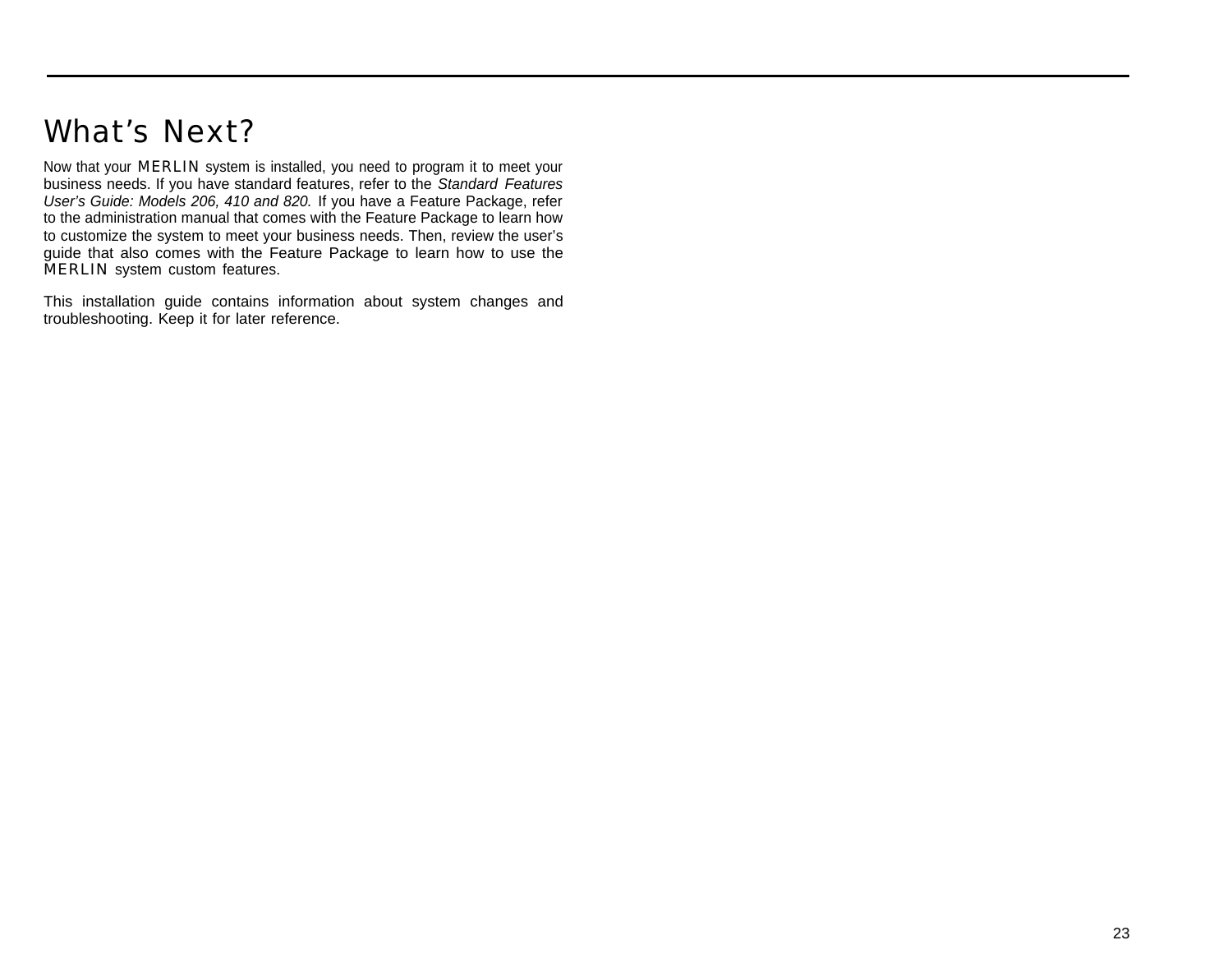# What's Next?

Now that your MERLIN system is installed, you need to program it to meet your business needs. If you have standard features, refer to the *Standard Features User's Guide: Models 206, 410 and 820.* If you have a Feature Package, refer to the administration manual that comes with the Feature Package to learn how to customize the system to meet your business needs. Then, review the user's guide that also comes with the Feature Package to learn how to use the MERLIN system custom features.

This installation guide contains information about system changes and troubleshooting. Keep it for later reference.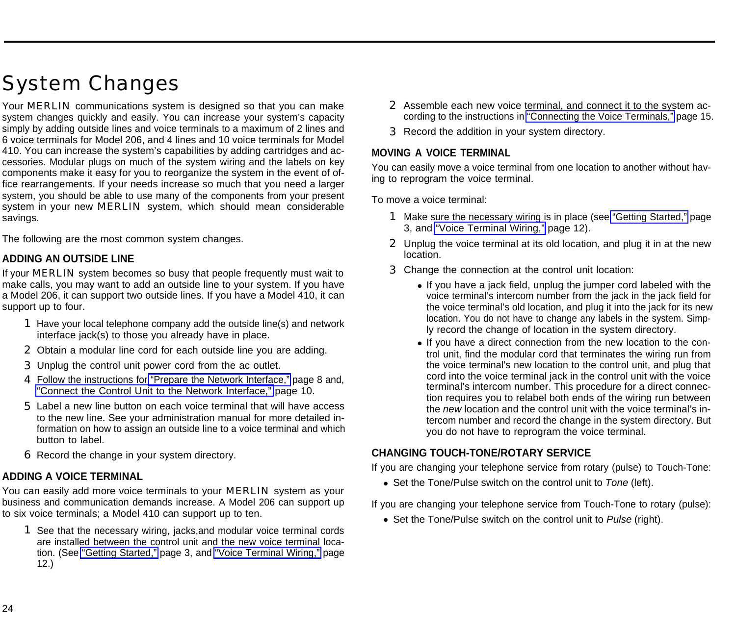# System Changes

Your MERLIN communications system is designed so that you can make system changes quickly and easily. You can increase your system's capacity simply by adding outside lines and voice terminals to a maximum of 2 lines and 6 voice terminals for Model 206, and 4 lines and 10 voice terminals for Model 410. You can increase the system's capabilities by adding cartridges and accessories. Modular plugs on much of the system wiring and the labels on key components make it easy for you to reorganize the system in the event of office rearrangements. If your needs increase so much that you need a larger system, you should be able to use many of the components from your present system in your new MERLIN system, which should mean considerable savings.

The following are the most common system changes.

## ADDING AN OUTSIDE LINE

If your MERLIN system becomes so busy that people frequently must wait to make calls, you may want to add an outside line to your system. If you have a Model 206, it can support two outside lines. If you have a Model 410, it can support up to four.

1. Have your local telephone company add the outside line(s) and network interface jack(s) to those you already have in place.
2. Obtain a modular line cord for each outside line you are adding.
3. Unplug the control unit power cord from the ac outlet.
4. Follow the instructions for "Prepare the Network Interface," page 8 and, "Connect the Control Unit to the Network Interface," page 10.
5. Label a new line button on each voice terminal that will have access to the new line. See your administration manual for more detailed information on how to assign an outside line to a voice terminal and which button to label.
6. Record the change in your system directory.

## ADDING A VOICE TERMINAL

You can easily add more voice terminals to your MERLIN system as your business and communication demands increase. A Model 206 can support up to six voice terminals; a Model 410 can support up to ten.

1. See that the necessary wiring, jacks,and modular voice terminal cords are installed between the control unit and the new voice terminal location. (See "Getting Started," page 3, and "Voice Terminal Wiring," page 12.)
2. Assemble each new voice terminal, and connect it to the system according to the instructions in "Connecting the Voice Terminals," page 15.
3. Record the addition in your system directory.

## MOVING A VOICE TERMINAL

You can easily move a voice terminal from one location to another without having to reprogram the voice terminal.

To move a voice terminal:

1. Make sure the necessary wiring is in place (see "Getting Started," page 3, and "Voice Terminal Wiring," page 12).
2. Unplug the voice terminal at its old location, and plug it in at the new location.
3. Change the connection at the control unit location:
   - If you have a jack field, unplug the jumper cord labeled with the voice terminal's intercom number from the jack in the jack field for the voice terminal's old location, and plug it into the jack for its new location. You do not have to change any labels in the system. Simply record the change of location in the system directory.
   - If you have a direct connection from the new location to the control unit, find the modular cord that terminates the wiring run from the voice terminal's new location to the control unit, and plug that cord into the voice terminal jack in the control unit with the voice terminal's intercom number. This procedure for a direct connection requires you to relabel both ends of the wiring run between the *new* location and the control unit with the voice terminal's intercom number and record the change in the system directory. But you do not have to reprogram the voice terminal.

## CHANGING TOUCH-TONE/ROTARY SERVICE

If you are changing your telephone service from rotary (pulse) to Touch-Tone:

- Set the Tone/Pulse switch on the control unit to *Tone* (left).

If you are changing your telephone service from Touch-Tone to rotary (pulse):

- Set the Tone/Pulse switch on the control unit to *Pulse* (right).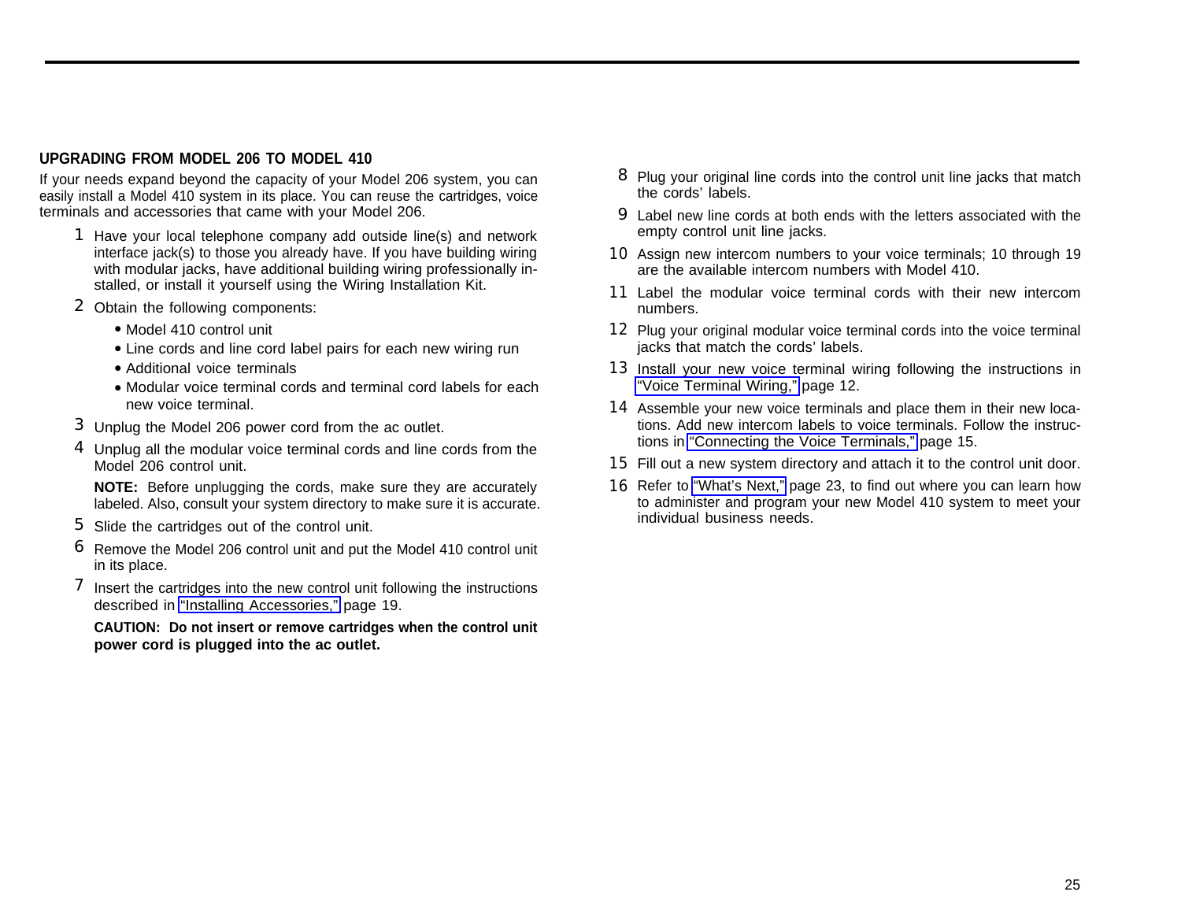## UPGRADING FROM MODEL 206 TO MODEL 410

If your needs expand beyond the capacity of your Model 206 system, you can easily install a Model 410 system in its place. You can reuse the cartridges, voice terminals and accessories that came with your Model 206.

1. Have your local telephone company add outside line(s) and network interface jack(s) to those you already have. If you have building wiring with modular jacks, have additional building wiring professionally installed, or install it yourself using the Wiring Installation Kit.
2. Obtain the following components:
   - Model 410 control unit
   - Line cords and line cord label pairs for each new wiring run
   - Additional voice terminals
   - Modular voice terminal cords and terminal cord labels for each new voice terminal.
3. Unplug the Model 206 power cord from the ac outlet.
4. Unplug all the modular voice terminal cords and line cords from the Model 206 control unit.

   **NOTE:** Before unplugging the cords, make sure they are accurately labeled. Also, consult your system directory to make sure it is accurate.
5. Slide the cartridges out of the control unit.
6. Remove the Model 206 control unit and put the Model 410 control unit in its place.
7. Insert the cartridges into the new control unit following the instructions described in "Installing Accessories," page 19.

   **CAUTION: Do not insert or remove cartridges when the control unit power cord is plugged into the ac outlet.**
8. Plug your original line cords into the control unit line jacks that match the cords' labels.
9. Label new line cords at both ends with the letters associated with the empty control unit line jacks.
10. Assign new intercom numbers to your voice terminals; 10 through 19 are the available intercom numbers with Model 410.
11. Label the modular voice terminal cords with their new intercom numbers.
12. Plug your original modular voice terminal cords into the voice terminal jacks that match the cords' labels.
13. Install your new voice terminal wiring following the instructions in "Voice Terminal Wiring," page 12.
14. Assemble your new voice terminals and place them in their new locations. Add new intercom labels to voice terminals. Follow the instructions in "Connecting the Voice Terminals," page 15.
15. Fill out a new system directory and attach it to the control unit door.
16. Refer to "What's Next," page 23, to find out where you can learn how to administer and program your new Model 410 system to meet your individual business needs.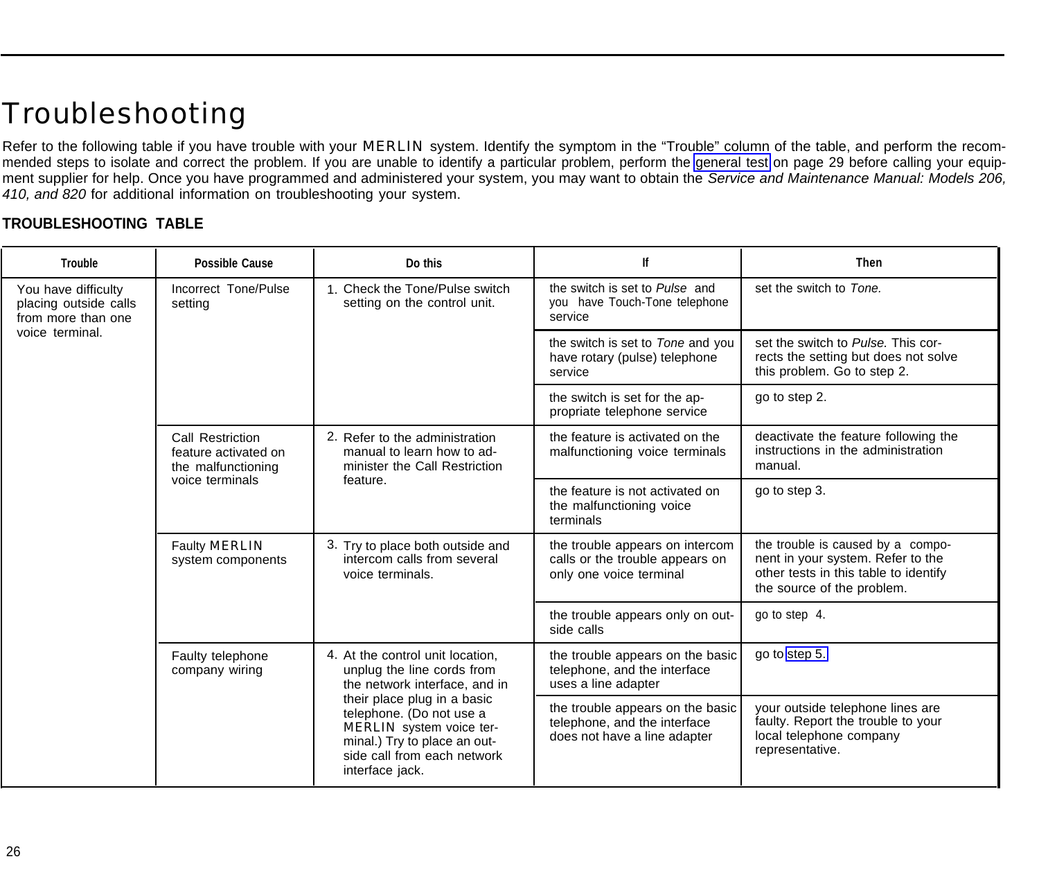# Troubleshooting

Refer to the following table if you have trouble with your MERLIN system. Identify the symptom in the "Trouble" column of the table, and perform the recommended steps to isolate and correct the problem. If you are unable to identify a particular problem, perform the general test on page 29 before calling your equipment supplier for help. Once you have programmed and administered your system, you may want to obtain the *Service and Maintenance Manual: Models 206, 410, and 820* for additional information on troubleshooting your system.

**TROUBLESHOOTING TABLE**

| Trouble | Possible Cause | Do this | If | Then |
|---|---|---|---|---|
| You have difficulty placing outside calls from more than one voice terminal. | Incorrect Tone/Pulse setting | 1. Check the Tone/Pulse switch setting on the control unit. | the switch is set to *Pulse* and you have Touch-Tone telephone service | set the switch to *Tone.* |
| | | | the switch is set to *Tone* and you have rotary (pulse) telephone service | set the switch to *Pulse.* This corrects the setting but does not solve this problem. Go to step 2. |
| | | | the switch is set for the appropriate telephone service | go to step 2. |
| | Call Restriction feature activated on the malfunctioning voice terminals | 2. Refer to the administration manual to learn how to administer the Call Restriction feature. | the feature is activated on the malfunctioning voice terminals | deactivate the feature following the instructions in the administration manual. |
| | | | the feature is not activated on the malfunctioning voice terminals | go to step 3. |
| | Faulty MERLIN system components | 3. Try to place both outside and intercom calls from several voice terminals. | the trouble appears on intercom calls or the trouble appears on only one voice terminal | the trouble is caused by a component in your system. Refer to the other tests in this table to identify the source of the problem. |
| | | | the trouble appears only on outside calls | go to step 4. |
| | Faulty telephone company wiring | 4. At the control unit location, unplug the line cords from the network interface, and in their place plug in a basic telephone. (Do not use a MERLIN system voice terminal.) Try to place an outside call from each network interface jack. | the trouble appears on the basic telephone, and the interface uses a line adapter | go to step 5. |
| | | | the trouble appears on the basic telephone, and the interface does not have a line adapter | your outside telephone lines are faulty. Report the trouble to your local telephone company representative. |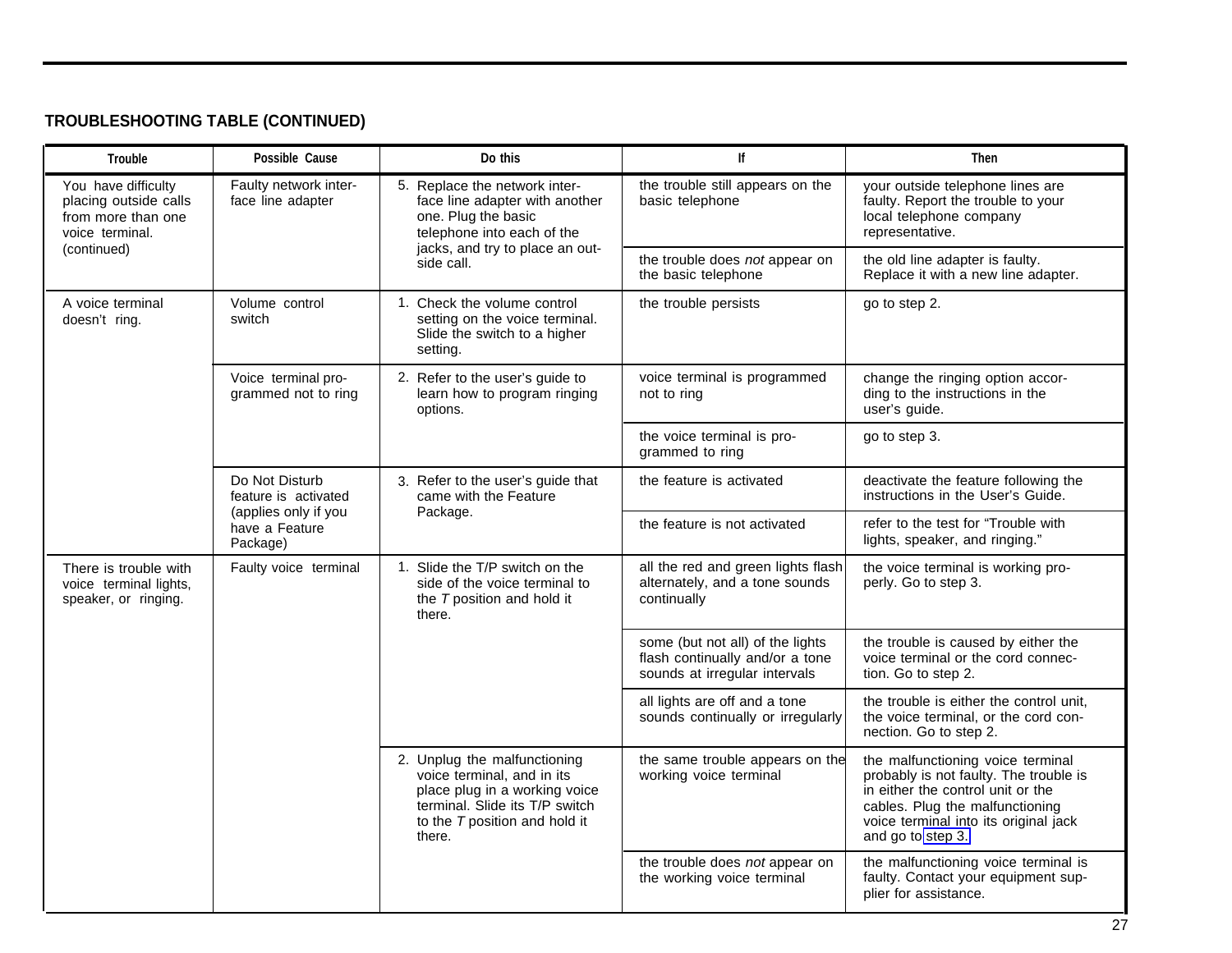**TROUBLESHOOTING TABLE (CONTINUED)**

| Trouble | Possible Cause | Do this | If | Then |
|---|---|---|---|---|
| You have difficulty placing outside calls from more than one voice terminal. (continued) | Faulty network interface line adapter | 5. Replace the network interface line adapter with another one. Plug the basic telephone into each of the jacks, and try to place an outside call. | the trouble still appears on the basic telephone | your outside telephone lines are faulty. Report the trouble to your local telephone company representative. |
| | | | the trouble does *not* appear on the basic telephone | the old line adapter is faulty. Replace it with a new line adapter. |
| A voice terminal doesn't ring. | Volume control switch | 1. Check the volume control setting on the voice terminal. Slide the switch to a higher setting. | the trouble persists | go to step 2. |
| | Voice terminal programmed not to ring | 2. Refer to the user's guide to learn how to program ringing options. | voice terminal is programmed not to ring | change the ringing option according to the instructions in the user's guide. |
| | | | the voice terminal is programmed to ring | go to step 3. |
| | Do Not Disturb feature is activated (applies only if you have a Feature Package) | 3. Refer to the user's guide that came with the Feature Package. | the feature is activated | deactivate the feature following the instructions in the User's Guide. |
| | | | the feature is not activated | refer to the test for "Trouble with lights, speaker, and ringing." |
| There is trouble with voice terminal lights, speaker, or ringing. | Faulty voice terminal | 1. Slide the T/P switch on the side of the voice terminal to the *T* position and hold it there. | all the red and green lights flash alternately, and a tone sounds continually | the voice terminal is working properly. Go to step 3. |
| | | | some (but not all) of the lights flash continually and/or a tone sounds at irregular intervals | the trouble is caused by either the voice terminal or the cord connection. Go to step 2. |
| | | | all lights are off and a tone sounds continually or irregularly | the trouble is either the control unit, the voice terminal, or the cord connection. Go to step 2. |
| | | 2. Unplug the malfunctioning voice terminal, and in its place plug in a working voice terminal. Slide its T/P switch to the *T* position and hold it there. | the same trouble appears on the working voice terminal | the malfunctioning voice terminal probably is not faulty. The trouble is in either the control unit or the cables. Plug the malfunctioning voice terminal into its original jack and go to step 3. |
| | | | the trouble does *not* appear on the working voice terminal | the malfunctioning voice terminal is faulty. Contact your equipment supplier for assistance. |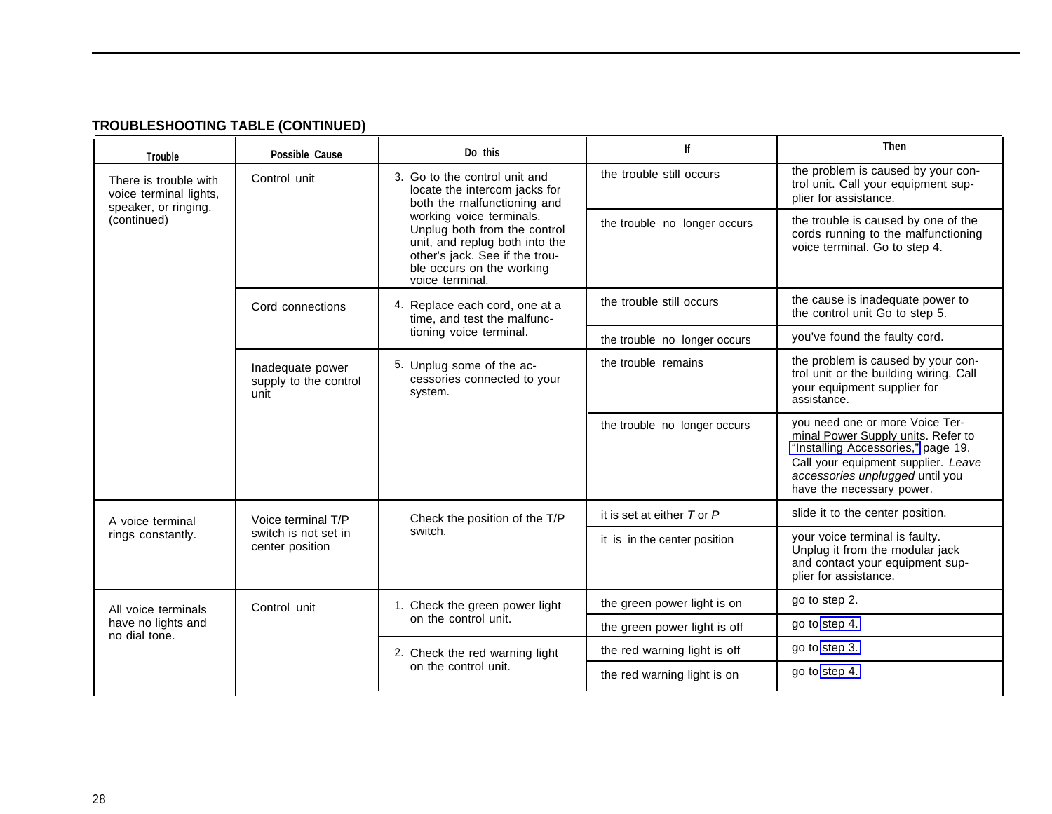## TROUBLESHOOTING TABLE (CONTINUED)

| Trouble | Possible Cause | Do this | If | Then |
|---|---|---|---|---|
| There is trouble with voice terminal lights, speaker, or ringing. (continued) | Control unit | 3. Go to the control unit and locate the intercom jacks for both the malfunctioning and working voice terminals. Unplug both from the control unit, and replug both into the other's jack. See if the trouble occurs on the working voice terminal. | the trouble still occurs | the problem is caused by your control unit. Call your equipment supplier for assistance. |
| | | | the trouble no longer occurs | the trouble is caused by one of the cords running to the malfunctioning voice terminal. Go to step 4. |
| | Cord connections | 4. Replace each cord, one at a time, and test the malfunctioning voice terminal. | the trouble still occurs | the cause is inadequate power to the control unit Go to step 5. |
| | | | the trouble no longer occurs | you've found the faulty cord. |
| | Inadequate power supply to the control unit | 5. Unplug some of the accessories connected to your system. | the trouble remains | the problem is caused by your control unit or the building wiring. Call your equipment supplier for assistance. |
| | | | the trouble no longer occurs | you need one or more Voice Terminal Power Supply units. Refer to "Installing Accessories," page 19. Call your equipment supplier. *Leave accessories unplugged* until you have the necessary power. |
| A voice terminal rings constantly. | Voice terminal T/P switch is not set in center position | Check the position of the T/P switch. | it is set at either *T* or *P* | slide it to the center position. |
| | | | it is in the center position | your voice terminal is faulty. Unplug it from the modular jack and contact your equipment supplier for assistance. |
| All voice terminals have no lights and no dial tone. | Control unit | 1. Check the green power light on the control unit. | the green power light is on | go to step 2. |
| | | | the green power light is off | go to step 4. |
| | | 2. Check the red warning light on the control unit. | the red warning light is off | go to step 3. |
| | | | the red warning light is on | go to step 4. |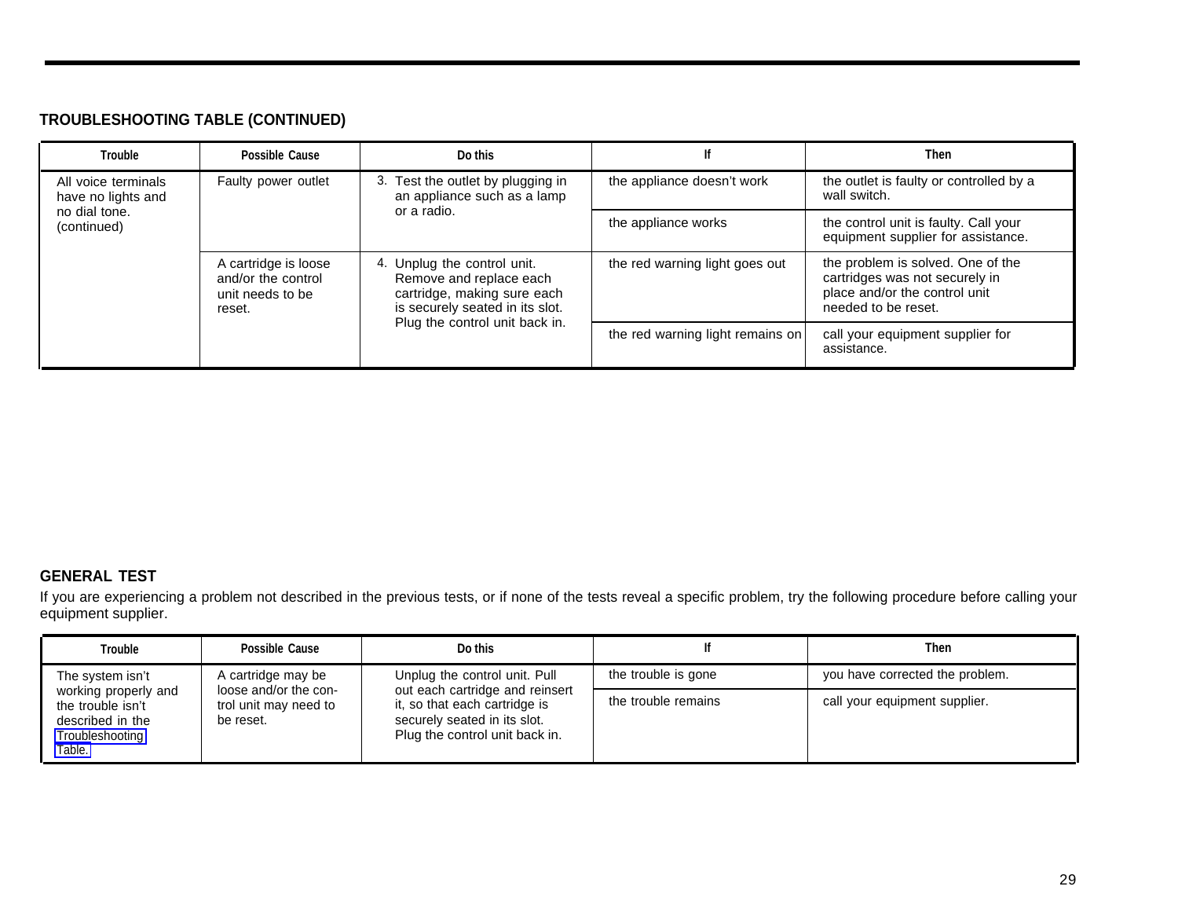### TROUBLESHOOTING TABLE (CONTINUED)

| Trouble | Possible Cause | Do this | If | Then |
|---|---|---|---|---|
| All voice terminals have no lights and no dial tone. (continued) | Faulty power outlet | 3. Test the outlet by plugging in an appliance such as a lamp or a radio. | the appliance doesn't work | the outlet is faulty or controlled by a wall switch. |
| | | | the appliance works | the control unit is faulty. Call your equipment supplier for assistance. |
| | A cartridge is loose and/or the control unit needs to be reset. | 4. Unplug the control unit. Remove and replace each cartridge, making sure each is securely seated in its slot. Plug the control unit back in. | the red warning light goes out | the problem is solved. One of the cartridges was not securely in place and/or the control unit needed to be reset. |
| | | | the red warning light remains on | call your equipment supplier for assistance. |

### GENERAL TEST

If you are experiencing a problem not described in the previous tests, or if none of the tests reveal a specific problem, try the following procedure before calling your equipment supplier.

| Trouble | Possible Cause | Do this | If | Then |
|---|---|---|---|---|
| The system isn't working properly and the trouble isn't described in the Troubleshooting Table. | A cartridge may be loose and/or the control unit may need to be reset. | Unplug the control unit. Pull out each cartridge and reinsert it, so that each cartridge is securely seated in its slot. Plug the control unit back in. | the trouble is gone | you have corrected the problem. |
| | | | the trouble remains | call your equipment supplier. |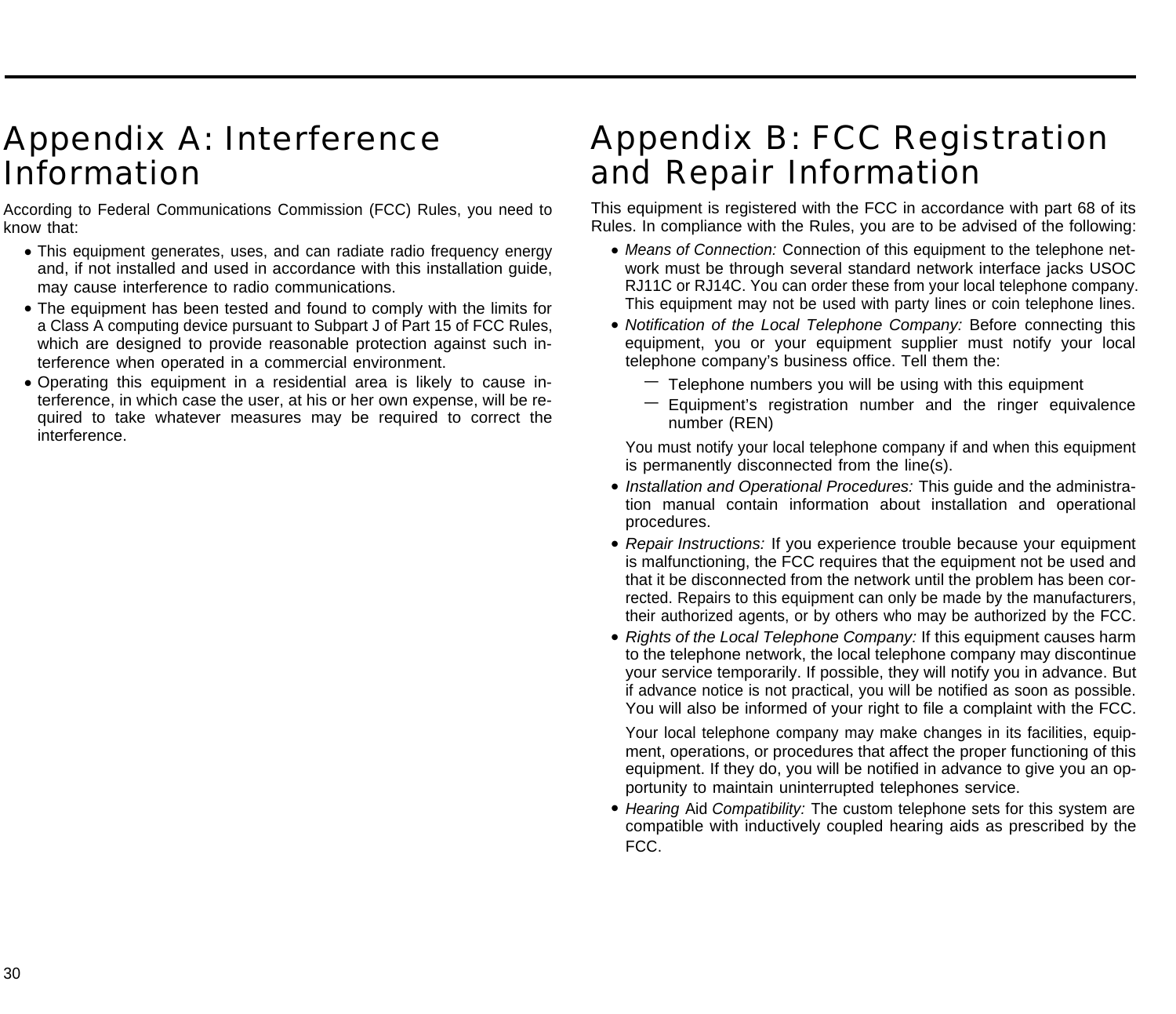# Appendix A: Interference Information

According to Federal Communications Commission (FCC) Rules, you need to know that:

- This equipment generates, uses, and can radiate radio frequency energy and, if not installed and used in accordance with this installation guide, may cause interference to radio communications.
- The equipment has been tested and found to comply with the limits for a Class A computing device pursuant to Subpart J of Part 15 of FCC Rules, which are designed to provide reasonable protection against such interference when operated in a commercial environment.
- Operating this equipment in a residential area is likely to cause interference, in which case the user, at his or her own expense, will be required to take whatever measures may be required to correct the interference.

# Appendix B: FCC Registration and Repair Information

This equipment is registered with the FCC in accordance with part 68 of its Rules. In compliance with the Rules, you are to be advised of the following:

- *Means of Connection:* Connection of this equipment to the telephone network must be through several standard network interface jacks USOC RJ11C or RJ14C. You can order these from your local telephone company. This equipment may not be used with party lines or coin telephone lines.
- *Notification of the Local Telephone Company:* Before connecting this equipment, you or your equipment supplier must notify your local telephone company's business office. Tell them the:
  - Telephone numbers you will be using with this equipment
  - Equipment's registration number and the ringer equivalence number (REN)

  You must notify your local telephone company if and when this equipment is permanently disconnected from the line(s).
- *Installation and Operational Procedures:* This guide and the administration manual contain information about installation and operational procedures.
- *Repair Instructions:* If you experience trouble because your equipment is malfunctioning, the FCC requires that the equipment not be used and that it be disconnected from the network until the problem has been corrected. Repairs to this equipment can only be made by the manufacturers, their authorized agents, or by others who may be authorized by the FCC.
- *Rights of the Local Telephone Company:* If this equipment causes harm to the telephone network, the local telephone company may discontinue your service temporarily. If possible, they will notify you in advance. But if advance notice is not practical, you will be notified as soon as possible. You will also be informed of your right to file a complaint with the FCC.

  Your local telephone company may make changes in its facilities, equipment, operations, or procedures that affect the proper functioning of this equipment. If they do, you will be notified in advance to give you an opportunity to maintain uninterrupted telephones service.
- *Hearing* Aid *Compatibility:* The custom telephone sets for this system are compatible with inductively coupled hearing aids as prescribed by the FCC.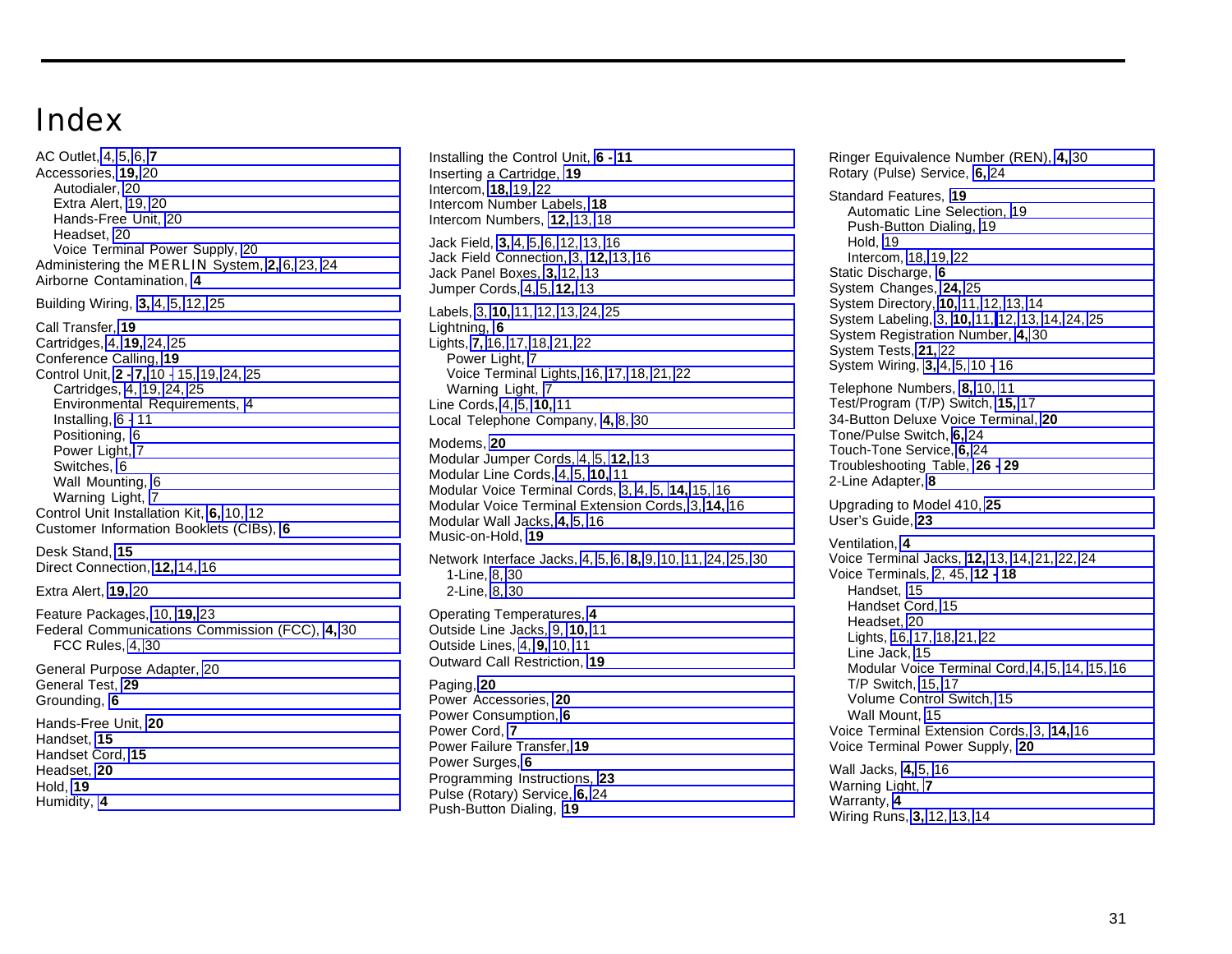# Index

AC Outlet, 4, 5, 6, **7**
Accessories, **19,** 20
  Autodialer, 20
  Extra Alert, 19, 20
  Hands-Free Unit, 20
  Headset, 20
  Voice Terminal Power Supply, 20
Administering the MERLIN System, **2,** 6, 23, 24
Airborne Contamination, **4**

Building Wiring, **3,** 4, 5, 12, 25

Call Transfer, **19**
Cartridges, 4, **19,** 24, 25
Conference Calling, **19**
Control Unit, **2 - 7,** 10 - 15, 19, 24, 25
  Cartridges, 4, 19, 24, 25
  Environmental Requirements, 4
  Installing, 6 - 11
  Positioning, 6
  Power Light, 7
  Switches, 6
  Wall Mounting, 6
  Warning Light, 7
Control Unit Installation Kit, **6,** 10, 12
Customer Information Booklets (CIBs), **6**

Desk Stand, **15**
Direct Connection, **12,** 14, 16

Extra Alert, **19,** 20

Feature Packages, 10, **19,** 23
Federal Communications Commission (FCC), **4,** 30
  FCC Rules, 4, 30

General Purpose Adapter, 20
General Test, **29**
Grounding, **6**

Hands-Free Unit, **20**
Handset, **15**
Handset Cord, **15**
Headset, **20**
Hold, **19**
Humidity, **4**

Installing the Control Unit, **6 - 11**
Inserting a Cartridge, **19**
Intercom, **18,** 19, 22
Intercom Number Labels, **18**
Intercom Numbers, **12,** 13, 18

Jack Field, **3,** 4, 5, 6, 12, 13, 16
Jack Field Connection, 3, **12,** 13, 16
Jack Panel Boxes, **3,** 12, 13
Jumper Cords, 4, 5, **12,** 13

Labels, 3, **10,** 11, 12, 13, 24, 25
Lightning, **6**
Lights, **7,** 16, 17, 18, 21, 22
  Power Light, 7
  Voice Terminal Lights, 16, 17, 18, 21, 22
  Warning Light, 7
Line Cords, 4, 5, **10,** 11
Local Telephone Company, **4,** 8, 30

Modems, **20**
Modular Jumper Cords, 4, 5, **12,** 13
Modular Line Cords, 4, 5, **10,** 11
Modular Voice Terminal Cords, 3, 4, 5, **14,** 15, 16
Modular Voice Terminal Extension Cords, 3, **14,** 16
Modular Wall Jacks, **4,** 5, 16
Music-on-Hold, **19**

Network Interface Jacks, 4, 5, 6, **8,** 9, 10, 11, 24, 25, 30
  1-Line, 8, 30
  2-Line, 8, 30

Operating Temperatures, **4**
Outside Line Jacks, 9, **10,** 11
Outside Lines, 4, **9,** 10, 11
Outward Call Restriction, **19**

Paging, **20**
Power Accessories, **20**
Power Consumption, **6**
Power Cord, **7**
Power Failure Transfer, **19**
Power Surges, **6**
Programming Instructions, **23**
Pulse (Rotary) Service, **6,** 24
Push-Button Dialing, **19**

Ringer Equivalence Number (REN), **4,** 30
Rotary (Pulse) Service, **6,** 24

Standard Features, **19**
  Automatic Line Selection, 19
  Push-Button Dialing, 19
  Hold, 19
  Intercom, 18, 19, 22
Static Discharge, **6**
System Changes, **24,** 25
System Directory, **10,** 11, 12, 13, 14
System Labeling, 3, **10,** 11, 12, 13, 14, 24, 25
System Registration Number, **4,** 30
System Tests, **21,** 22
System Wiring, **3,** 4, 5, 10 - 16

Telephone Numbers, **8,** 10, 11
Test/Program (T/P) Switch, **15,** 17
34-Button Deluxe Voice Terminal, **20**
Tone/Pulse Switch, **6,** 24
Touch-Tone Service, **6,** 24
Troubleshooting Table, **26 - 29**
2-Line Adapter, **8**

Upgrading to Model 410, **25**
User's Guide, **23**

Ventilation, **4**
Voice Terminal Jacks, **12,** 13, 14, 21, 22, 24
Voice Terminals, 2, 45, **12 - 18**
  Handset, 15
  Handset Cord, 15
  Headset, 20
  Lights, 16, 17, 18, 21, 22
  Line Jack, 15
  Modular Voice Terminal Cord, 4, 5, 14, 15, 16
  T/P Switch, 15, 17
  Volume Control Switch, 15
  Wall Mount, 15
Voice Terminal Extension Cords, 3, **14,** 16
Voice Terminal Power Supply, **20**

Wall Jacks, **4,** 5, 16
Warning Light, **7**
Warranty, **4**
Wiring Runs, **3,** 12, 13, 14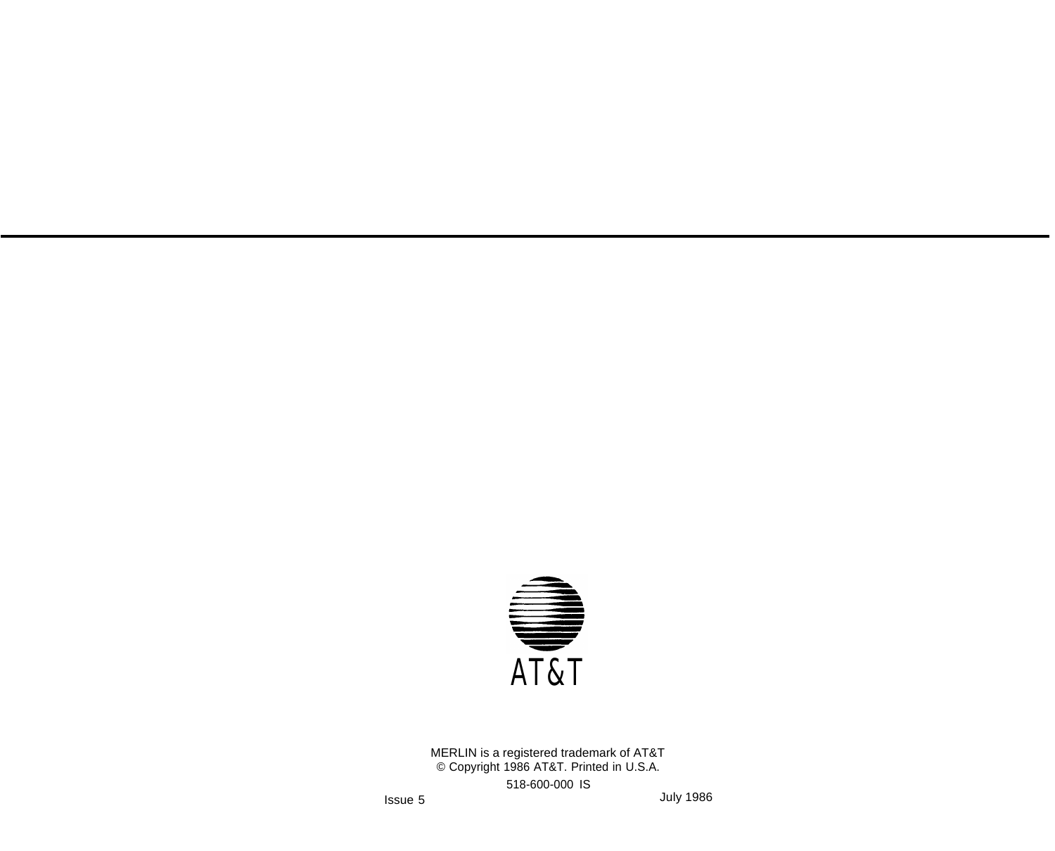AT&T

MERLIN is a registered trademark of AT&T
© Copyright 1986 AT&T. Printed in U.S.A.

518-600-000 IS

Issue 5

July 1986